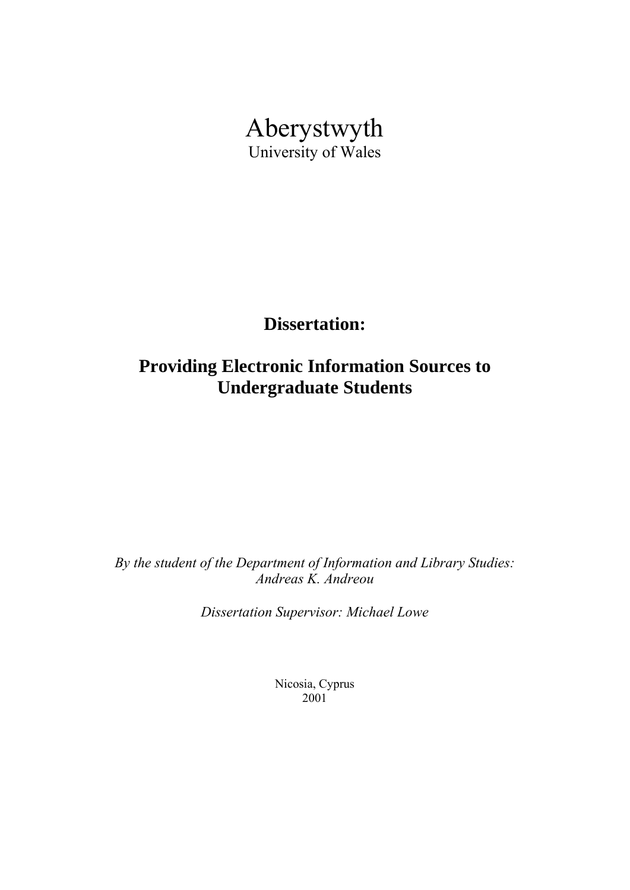# Aberystwyth

University of Wales

**Dissertation:**

**Providing Electronic Information Sources to Undergraduate Students**

*By the student of the Department of Information and Library Studies: Andreas K. Andreou*

*Dissertation Supervisor: Michael Lowe*

Nicosia, Cyprus
2001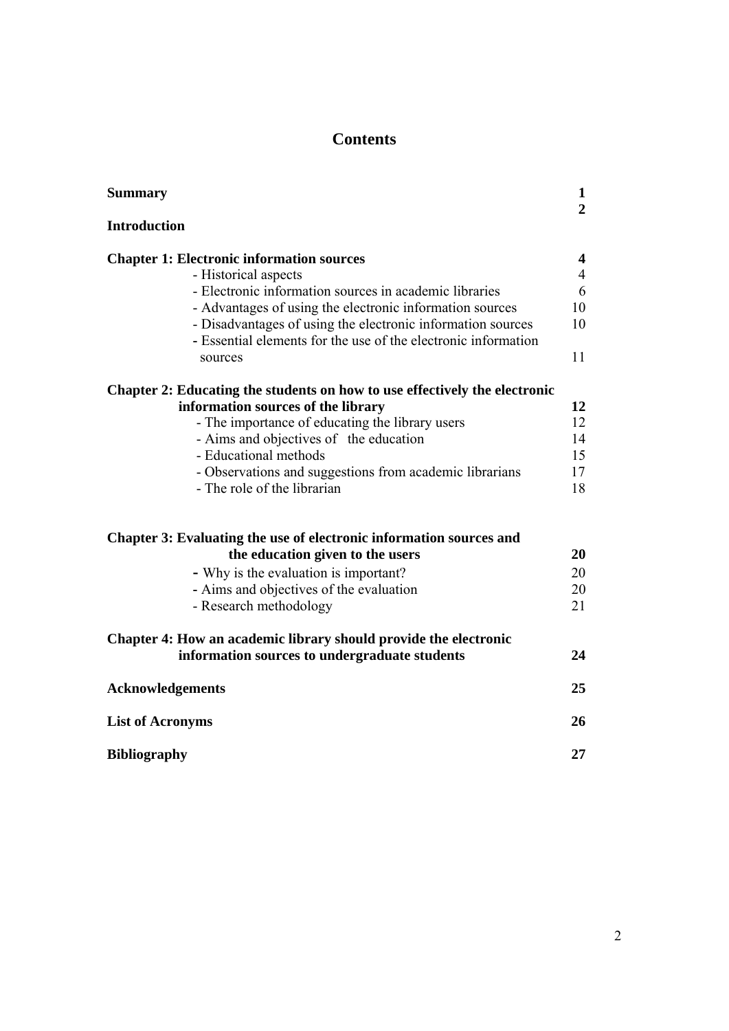# Contents

| | |
|---|---|
| **Summary** | **1** |
| **Introduction** | **2** |
| **Chapter 1: Electronic information sources** | **4** |
| - Historical aspects | 4 |
| - Electronic information sources in academic libraries | 6 |
| - Advantages of using the electronic information sources | 10 |
| - Disadvantages of using the electronic information sources | 10 |
| - Essential elements for the use of the electronic information sources | 11 |
| **Chapter 2: Educating the students on how to use effectively the electronic information sources of the library** | **12** |
| - The importance of educating the library users | 12 |
| - Aims and objectives of the education | 14 |
| - Educational methods | 15 |
| - Observations and suggestions from academic librarians | 17 |
| - The role of the librarian | 18 |
| **Chapter 3: Evaluating the use of electronic information sources and the education given to the users** | **20** |
| - Why is the evaluation is important? | 20 |
| - Aims and objectives of the evaluation | 20 |
| - Research methodology | 21 |
| **Chapter 4: How an academic library should provide the electronic information sources to undergraduate students** | **24** |
| **Acknowledgements** | **25** |
| **List of Acronyms** | **26** |
| **Bibliography** | **27** |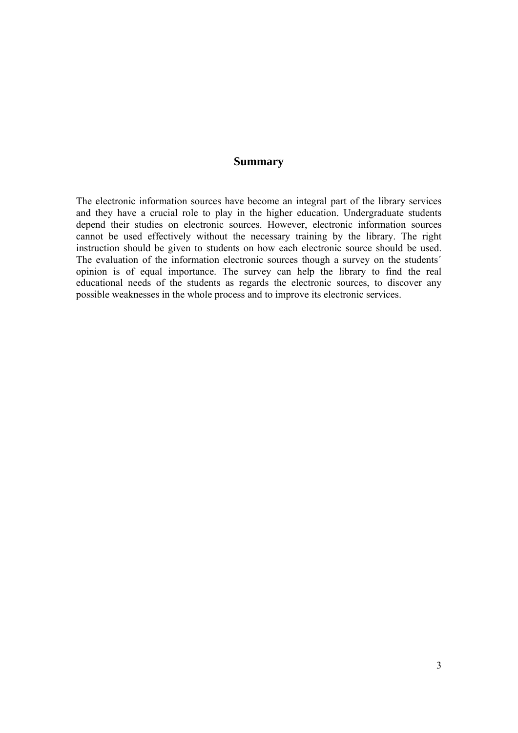# Summary

The electronic information sources have become an integral part of the library services and they have a crucial role to play in the higher education. Undergraduate students depend their studies on electronic sources. However, electronic information sources cannot be used effectively without the necessary training by the library. The right instruction should be given to students on how each electronic source should be used. The evaluation of the information electronic sources though a survey on the students´ opinion is of equal importance. The survey can help the library to find the real educational needs of the students as regards the electronic sources, to discover any possible weaknesses in the whole process and to improve its electronic services.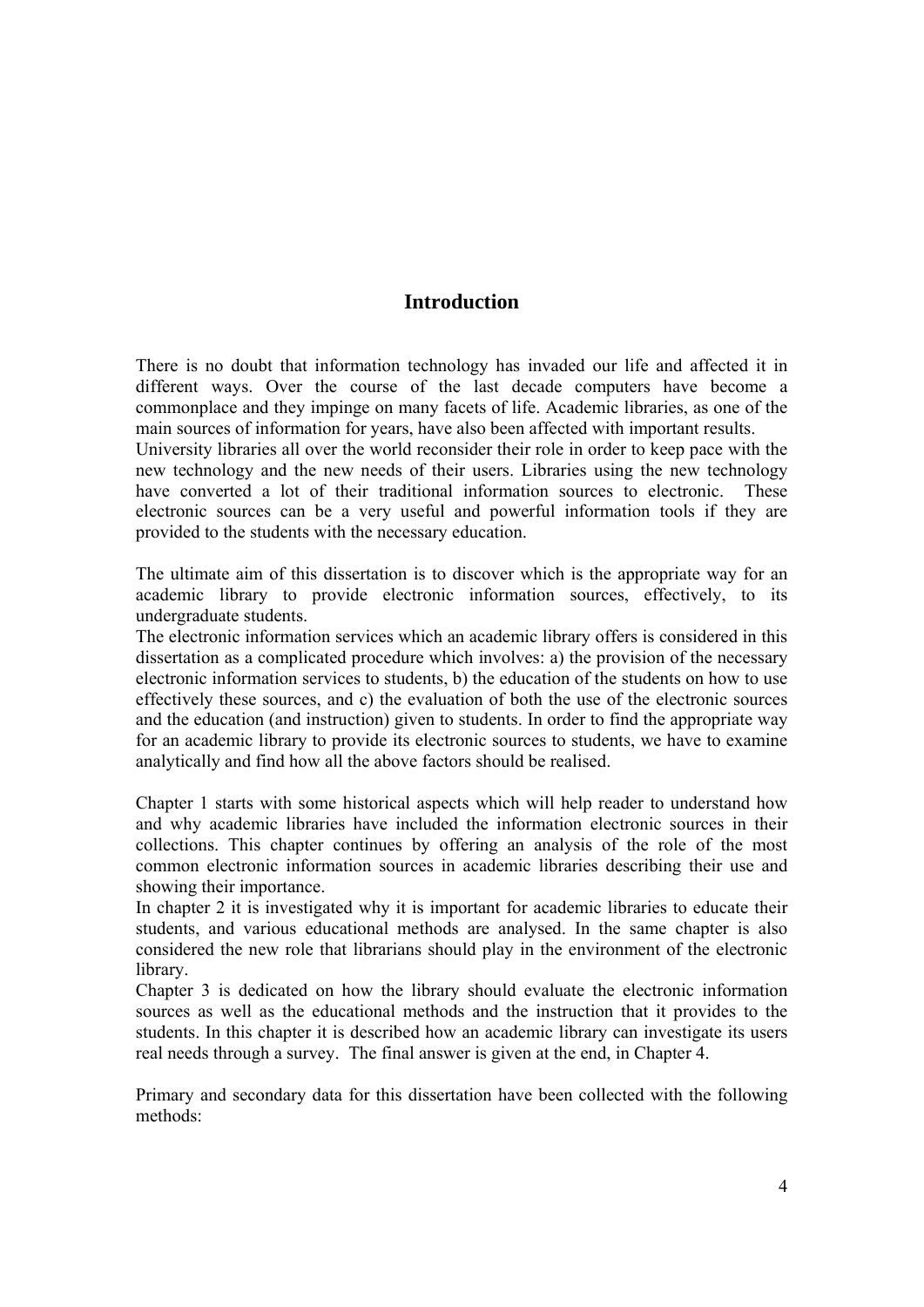# Introduction

There is no doubt that information technology has invaded our life and affected it in different ways. Over the course of the last decade computers have become a commonplace and they impinge on many facets of life. Academic libraries, as one of the main sources of information for years, have also been affected with important results.
University libraries all over the world reconsider their role in order to keep pace with the new technology and the new needs of their users. Libraries using the new technology have converted a lot of their traditional information sources to electronic. These electronic sources can be a very useful and powerful information tools if they are provided to the students with the necessary education.

The ultimate aim of this dissertation is to discover which is the appropriate way for an academic library to provide electronic information sources, effectively, to its undergraduate students.
The electronic information services which an academic library offers is considered in this dissertation as a complicated procedure which involves: a) the provision of the necessary electronic information services to students, b) the education of the students on how to use effectively these sources, and c) the evaluation of both the use of the electronic sources and the education (and instruction) given to students. In order to find the appropriate way for an academic library to provide its electronic sources to students, we have to examine analytically and find how all the above factors should be realised.

Chapter 1 starts with some historical aspects which will help reader to understand how and why academic libraries have included the information electronic sources in their collections. This chapter continues by offering an analysis of the role of the most common electronic information sources in academic libraries describing their use and showing their importance.
In chapter 2 it is investigated why it is important for academic libraries to educate their students, and various educational methods are analysed. In the same chapter is also considered the new role that librarians should play in the environment of the electronic library.
Chapter 3 is dedicated on how the library should evaluate the electronic information sources as well as the educational methods and the instruction that it provides to the students. In this chapter it is described how an academic library can investigate its users real needs through a survey. The final answer is given at the end, in Chapter 4.

Primary and secondary data for this dissertation have been collected with the following methods: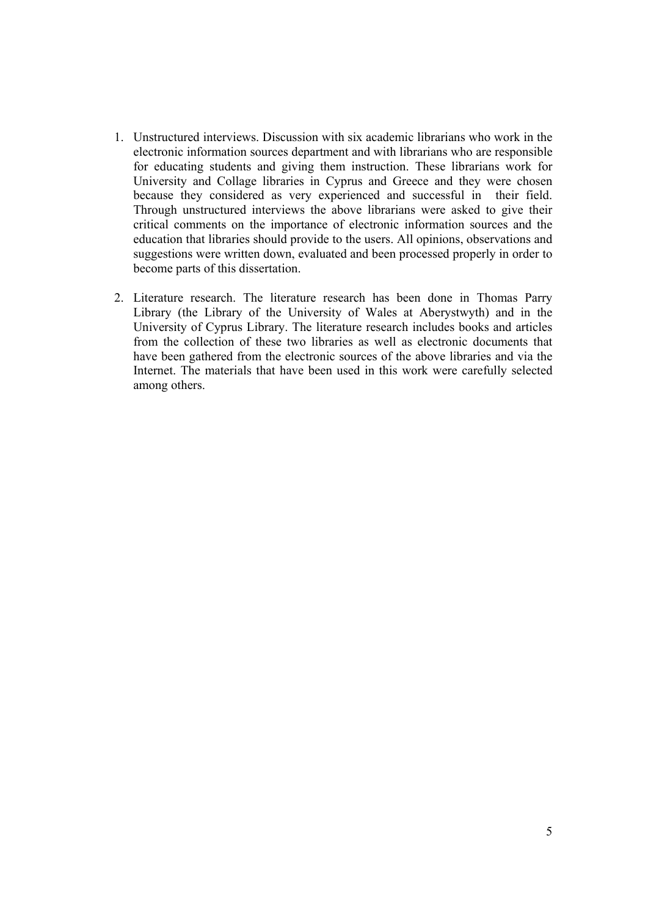1. Unstructured interviews. Discussion with six academic librarians who work in the electronic information sources department and with librarians who are responsible for educating students and giving them instruction. These librarians work for University and Collage libraries in Cyprus and Greece and they were chosen because they considered as very experienced and successful in their field. Through unstructured interviews the above librarians were asked to give their critical comments on the importance of electronic information sources and the education that libraries should provide to the users. All opinions, observations and suggestions were written down, evaluated and been processed properly in order to become parts of this dissertation.

2. Literature research. The literature research has been done in Thomas Parry Library (the Library of the University of Wales at Aberystwyth) and in the University of Cyprus Library. The literature research includes books and articles from the collection of these two libraries as well as electronic documents that have been gathered from the electronic sources of the above libraries and via the Internet. The materials that have been used in this work were carefully selected among others.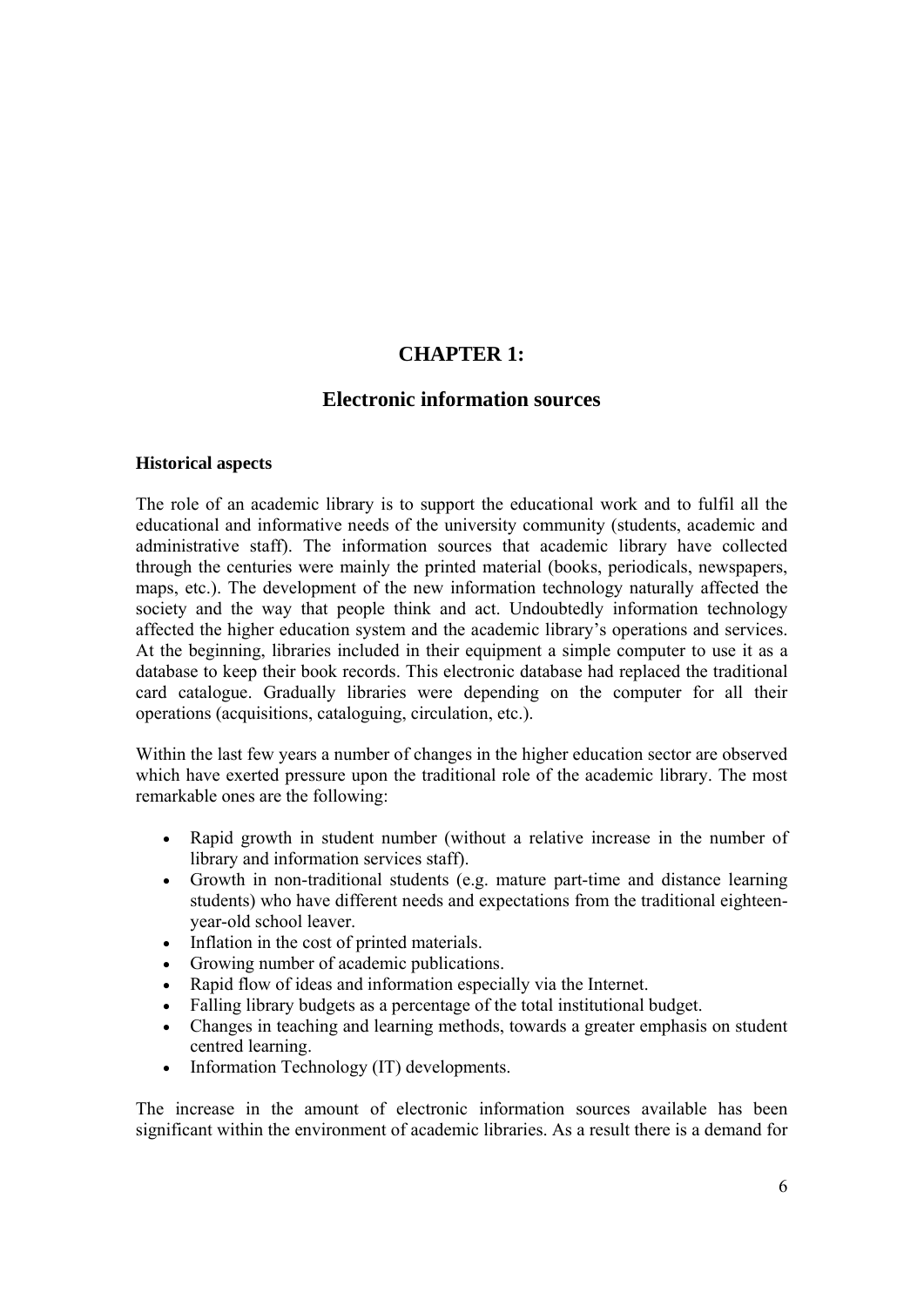# CHAPTER 1:

## Electronic information sources

### Historical aspects

The role of an academic library is to support the educational work and to fulfil all the educational and informative needs of the university community (students, academic and administrative staff). The information sources that academic library have collected through the centuries were mainly the printed material (books, periodicals, newspapers, maps, etc.). The development of the new information technology naturally affected the society and the way that people think and act. Undoubtedly information technology affected the higher education system and the academic library's operations and services. At the beginning, libraries included in their equipment a simple computer to use it as a database to keep their book records. This electronic database had replaced the traditional card catalogue. Gradually libraries were depending on the computer for all their operations (acquisitions, cataloguing, circulation, etc.).

Within the last few years a number of changes in the higher education sector are observed which have exerted pressure upon the traditional role of the academic library. The most remarkable ones are the following:

- Rapid growth in student number (without a relative increase in the number of library and information services staff).
- Growth in non-traditional students (e.g. mature part-time and distance learning students) who have different needs and expectations from the traditional eighteen-year-old school leaver.
- Inflation in the cost of printed materials.
- Growing number of academic publications.
- Rapid flow of ideas and information especially via the Internet.
- Falling library budgets as a percentage of the total institutional budget.
- Changes in teaching and learning methods, towards a greater emphasis on student centred learning.
- Information Technology (IT) developments.

The increase in the amount of electronic information sources available has been significant within the environment of academic libraries. As a result there is a demand for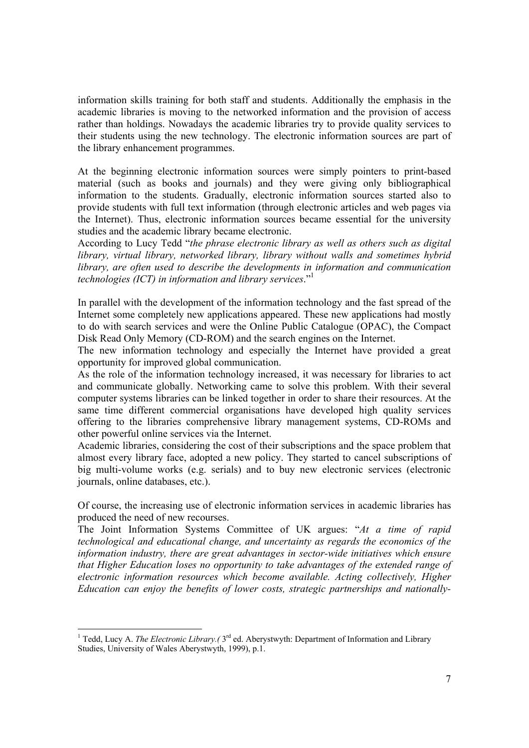information skills training for both staff and students. Additionally the emphasis in the academic libraries is moving to the networked information and the provision of access rather than holdings. Nowadays the academic libraries try to provide quality services to their students using the new technology. The electronic information sources are part of the library enhancement programmes.

At the beginning electronic information sources were simply pointers to print-based material (such as books and journals) and they were giving only bibliographical information to the students. Gradually, electronic information sources started also to provide students with full text information (through electronic articles and web pages via the Internet). Thus, electronic information sources became essential for the university studies and the academic library became electronic.

According to Lucy Tedd "*the phrase electronic library as well as others such as digital library, virtual library, networked library, library without walls and sometimes hybrid library, are often used to describe the developments in information and communication technologies (ICT) in information and library services*."[1]

In parallel with the development of the information technology and the fast spread of the Internet some completely new applications appeared. These new applications had mostly to do with search services and were the Online Public Catalogue (OPAC), the Compact Disk Read Only Memory (CD-ROM) and the search engines on the Internet.

The new information technology and especially the Internet have provided a great opportunity for improved global communication.

As the role of the information technology increased, it was necessary for libraries to act and communicate globally. Networking came to solve this problem. With their several computer systems libraries can be linked together in order to share their resources. At the same time different commercial organisations have developed high quality services offering to the libraries comprehensive library management systems, CD-ROMs and other powerful online services via the Internet.

Academic libraries, considering the cost of their subscriptions and the space problem that almost every library face, adopted a new policy. They started to cancel subscriptions of big multi-volume works (e.g. serials) and to buy new electronic services (electronic journals, online databases, etc.).

Of course, the increasing use of electronic information services in academic libraries has produced the need of new recourses.

The Joint Information Systems Committee of UK argues: "*At a time of rapid technological and educational change, and uncertainty as regards the economics of the information industry, there are great advantages in sector-wide initiatives which ensure that Higher Education loses no opportunity to take advantages of the extended range of electronic information resources which become available. Acting collectively, Higher Education can enjoy the benefits of lower costs, strategic partnerships and nationally-*

---

[1] Tedd, Lucy A. *The Electronic Library.(* 3rd ed. Aberystwyth: Department of Information and Library Studies, University of Wales Aberystwyth, 1999), p.1.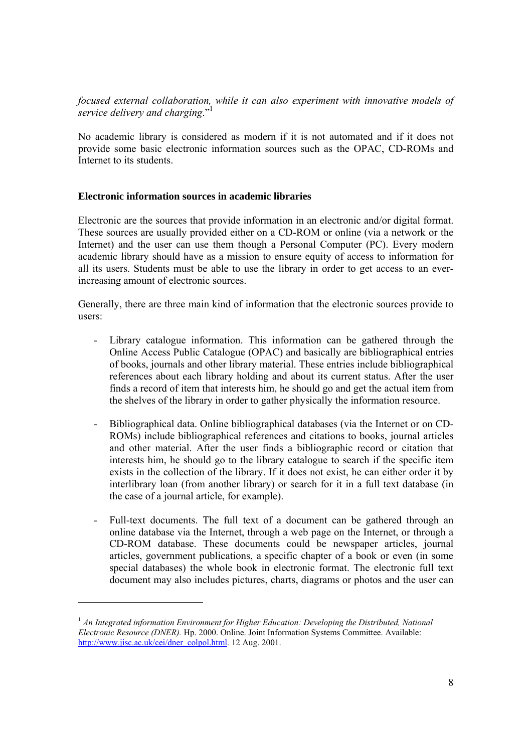*focused external collaboration, while it can also experiment with innovative models of service delivery and charging*."[1]

No academic library is considered as modern if it is not automated and if it does not provide some basic electronic information sources such as the OPAC, CD-ROMs and Internet to its students.

**Electronic information sources in academic libraries**

Electronic are the sources that provide information in an electronic and/or digital format. These sources are usually provided either on a CD-ROM or online (via a network or the Internet) and the user can use them though a Personal Computer (PC). Every modern academic library should have as a mission to ensure equity of access to information for all its users. Students must be able to use the library in order to get access to an ever-increasing amount of electronic sources.

Generally, there are three main kind of information that the electronic sources provide to users:

- Library catalogue information. This information can be gathered through the Online Access Public Catalogue (OPAC) and basically are bibliographical entries of books, journals and other library material. These entries include bibliographical references about each library holding and about its current status. After the user finds a record of item that interests him, he should go and get the actual item from the shelves of the library in order to gather physically the information resource.

- Bibliographical data. Online bibliographical databases (via the Internet or on CD-ROMs) include bibliographical references and citations to books, journal articles and other material. After the user finds a bibliographic record or citation that interests him, he should go to the library catalogue to search if the specific item exists in the collection of the library. If it does not exist, he can either order it by interlibrary loan (from another library) or search for it in a full text database (in the case of a journal article, for example).

- Full-text documents. The full text of a document can be gathered through an online database via the Internet, through a web page on the Internet, or through a CD-ROM database. These documents could be newspaper articles, journal articles, government publications, a specific chapter of a book or even (in some special databases) the whole book in electronic format. The electronic full text document may also includes pictures, charts, diagrams or photos and the user can

---

[1] *An Integrated information Environment for Higher Education: Developing the Distributed, National Electronic Resource (DNER).* Hp. 2000. Online. Joint Information Systems Committee. Available: http://www.jisc.ac.uk/cei/dner_colpol.html. 12 Aug. 2001.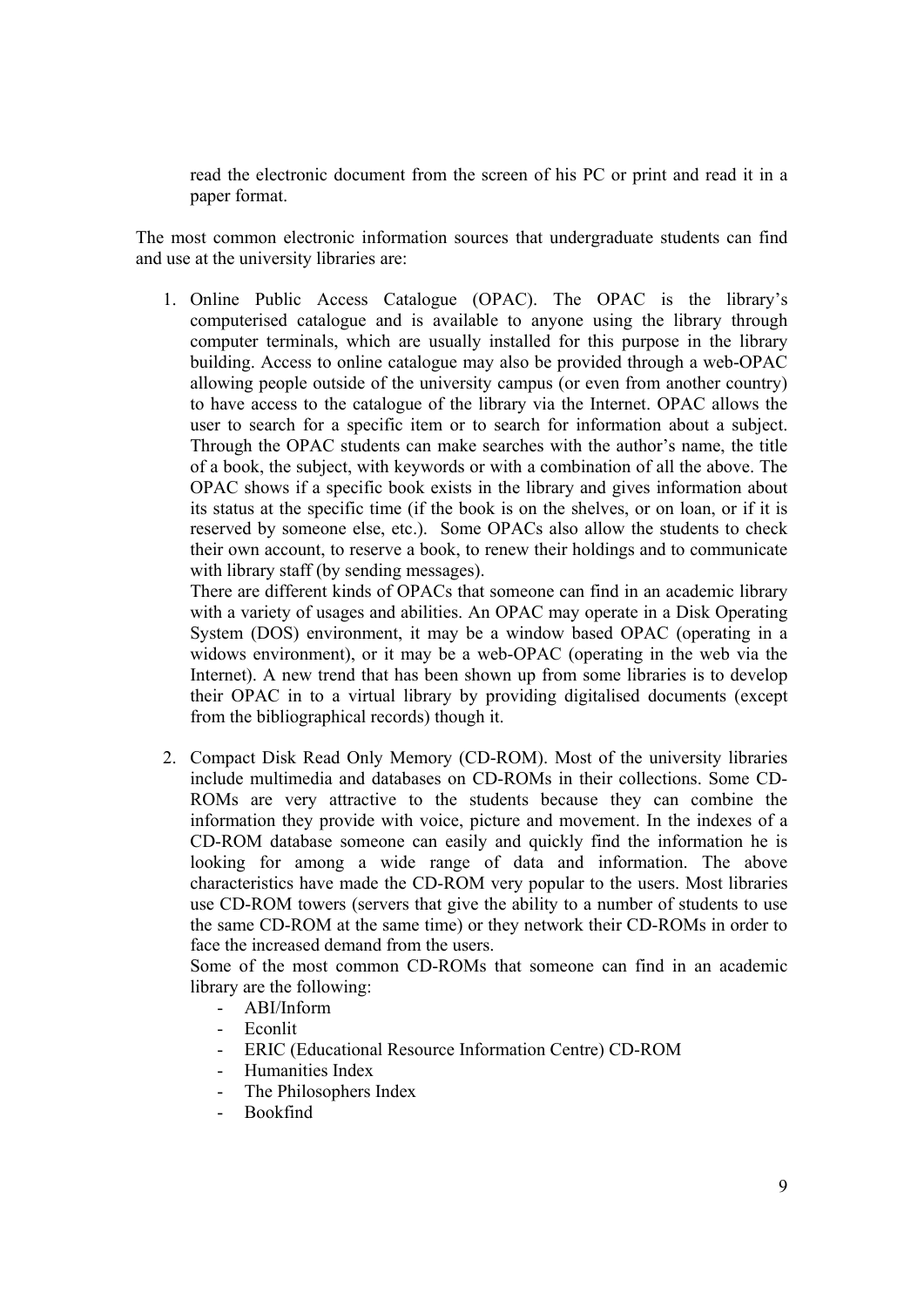read the electronic document from the screen of his PC or print and read it in a paper format.

The most common electronic information sources that undergraduate students can find and use at the university libraries are:

1. Online Public Access Catalogue (OPAC). The OPAC is the library's computerised catalogue and is available to anyone using the library through computer terminals, which are usually installed for this purpose in the library building. Access to online catalogue may also be provided through a web-OPAC allowing people outside of the university campus (or even from another country) to have access to the catalogue of the library via the Internet. OPAC allows the user to search for a specific item or to search for information about a subject. Through the OPAC students can make searches with the author's name, the title of a book, the subject, with keywords or with a combination of all the above. The OPAC shows if a specific book exists in the library and gives information about its status at the specific time (if the book is on the shelves, or on loan, or if it is reserved by someone else, etc.). Some OPACs also allow the students to check their own account, to reserve a book, to renew their holdings and to communicate with library staff (by sending messages).
   There are different kinds of OPACs that someone can find in an academic library with a variety of usages and abilities. An OPAC may operate in a Disk Operating System (DOS) environment, it may be a window based OPAC (operating in a widows environment), or it may be a web-OPAC (operating in the web via the Internet). A new trend that has been shown up from some libraries is to develop their OPAC in to a virtual library by providing digitalised documents (except from the bibliographical records) though it.

2. Compact Disk Read Only Memory (CD-ROM). Most of the university libraries include multimedia and databases on CD-ROMs in their collections. Some CD-ROMs are very attractive to the students because they can combine the information they provide with voice, picture and movement. In the indexes of a CD-ROM database someone can easily and quickly find the information he is looking for among a wide range of data and information. The above characteristics have made the CD-ROM very popular to the users. Most libraries use CD-ROM towers (servers that give the ability to a number of students to use the same CD-ROM at the same time) or they network their CD-ROMs in order to face the increased demand from the users.
   Some of the most common CD-ROMs that someone can find in an academic library are the following:
   - ABI/Inform
   - Econlit
   - ERIC (Educational Resource Information Centre) CD-ROM
   - Humanities Index
   - The Philosophers Index
   - Bookfind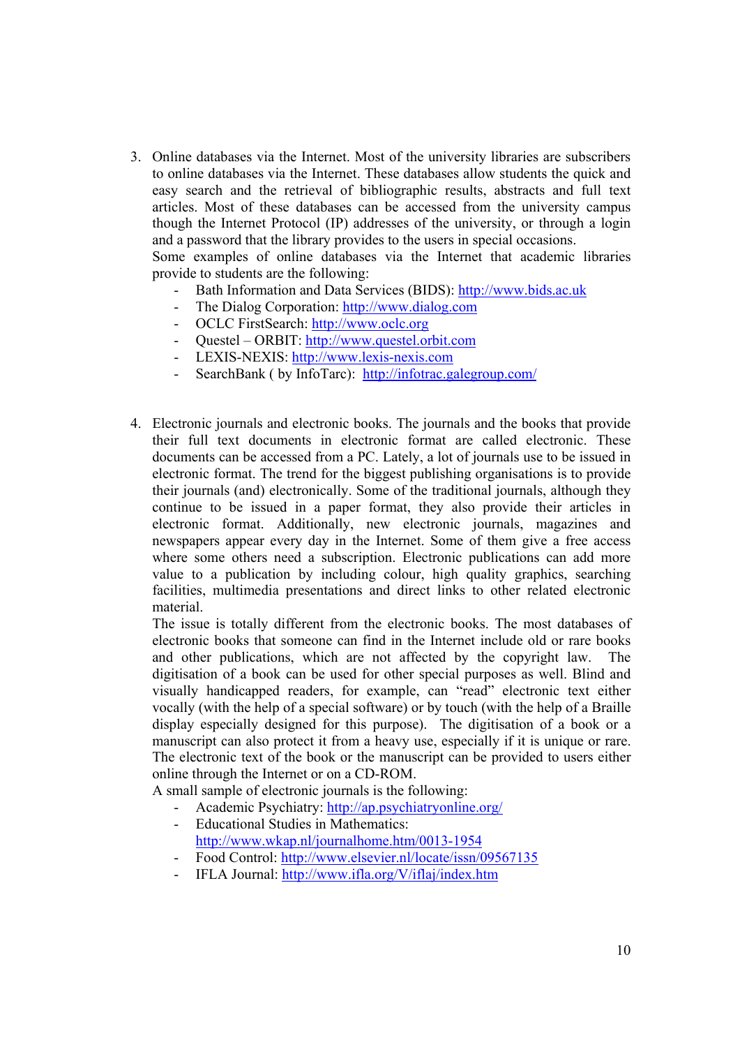3. Online databases via the Internet. Most of the university libraries are subscribers to online databases via the Internet. These databases allow students the quick and easy search and the retrieval of bibliographic results, abstracts and full text articles. Most of these databases can be accessed from the university campus though the Internet Protocol (IP) addresses of the university, or through a login and a password that the library provides to the users in special occasions.
   Some examples of online databases via the Internet that academic libraries provide to students are the following:
   - Bath Information and Data Services (BIDS): http://www.bids.ac.uk
   - The Dialog Corporation: http://www.dialog.com
   - OCLC FirstSearch: http://www.oclc.org
   - Questel – ORBIT: http://www.questel.orbit.com
   - LEXIS-NEXIS: http://www.lexis-nexis.com
   - SearchBank ( by InfoTarc): http://infotrac.galegroup.com/

4. Electronic journals and electronic books. The journals and the books that provide their full text documents in electronic format are called electronic. These documents can be accessed from a PC. Lately, a lot of journals use to be issued in electronic format. The trend for the biggest publishing organisations is to provide their journals (and) electronically. Some of the traditional journals, although they continue to be issued in a paper format, they also provide their articles in electronic format. Additionally, new electronic journals, magazines and newspapers appear every day in the Internet. Some of them give a free access where some others need a subscription. Electronic publications can add more value to a publication by including colour, high quality graphics, searching facilities, multimedia presentations and direct links to other related electronic material.
   The issue is totally different from the electronic books. The most databases of electronic books that someone can find in the Internet include old or rare books and other publications, which are not affected by the copyright law. The digitisation of a book can be used for other special purposes as well. Blind and visually handicapped readers, for example, can "read" electronic text either vocally (with the help of a special software) or by touch (with the help of a Braille display especially designed for this purpose). The digitisation of a book or a manuscript can also protect it from a heavy use, especially if it is unique or rare. The electronic text of the book or the manuscript can be provided to users either online through the Internet or on a CD-ROM.
   A small sample of electronic journals is the following:
   - Academic Psychiatry: http://ap.psychiatryonline.org/
   - Educational Studies in Mathematics: http://www.wkap.nl/journalhome.htm/0013-1954
   - Food Control: http://www.elsevier.nl/locate/issn/09567135
   - IFLA Journal: http://www.ifla.org/V/iflaj/index.htm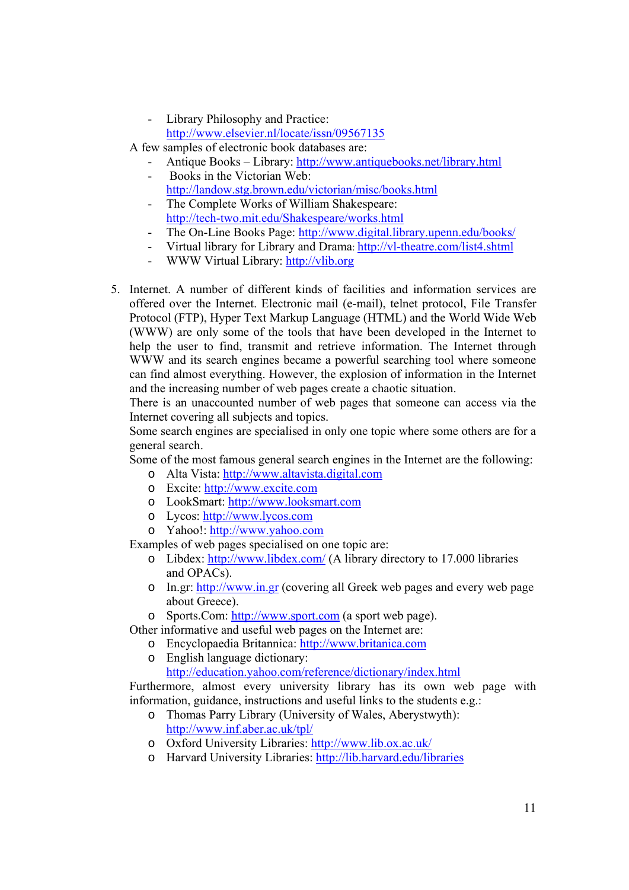- Library Philosophy and Practice: http://www.elsevier.nl/locate/issn/09567135

A few samples of electronic book databases are:

- Antique Books – Library: http://www.antiquebooks.net/library.html
- Books in the Victorian Web: http://landow.stg.brown.edu/victorian/misc/books.html
- The Complete Works of William Shakespeare: http://tech-two.mit.edu/Shakespeare/works.html
- The On-Line Books Page: http://www.digital.library.upenn.edu/books/
- Virtual library for Library and Drama: http://vl-theatre.com/list4.shtml
- WWW Virtual Library: http://vlib.org

5. Internet. A number of different kinds of facilities and information services are offered over the Internet. Electronic mail (e-mail), telnet protocol, File Transfer Protocol (FTP), Hyper Text Markup Language (HTML) and the World Wide Web (WWW) are only some of the tools that have been developed in the Internet to help the user to find, transmit and retrieve information. The Internet through WWW and its search engines became a powerful searching tool where someone can find almost everything. However, the explosion of information in the Internet and the increasing number of web pages create a chaotic situation.

   There is an unaccounted number of web pages that someone can access via the Internet covering all subjects and topics.

   Some search engines are specialised in only one topic where some others are for a general search.

   Some of the most famous general search engines in the Internet are the following:

   - Alta Vista: http://www.altavista.digital.com
   - Excite: http://www.excite.com
   - LookSmart: http://www.looksmart.com
   - Lycos: http://www.lycos.com
   - Yahoo!: http://www.yahoo.com

   Examples of web pages specialised on one topic are:

   - Libdex: http://www.libdex.com/ (A library directory to 17.000 libraries and OPACs).
   - In.gr: http://www.in.gr (covering all Greek web pages and every web page about Greece).
   - Sports.Com: http://www.sport.com (a sport web page).

   Other informative and useful web pages on the Internet are:

   - Encyclopaedia Britannica: http://www.britanica.com
   - English language dictionary: http://education.yahoo.com/reference/dictionary/index.html

   Furthermore, almost every university library has its own web page with information, guidance, instructions and useful links to the students e.g.:

   - Thomas Parry Library (University of Wales, Aberystwyth): http://www.inf.aber.ac.uk/tpl/
   - Oxford University Libraries: http://www.lib.ox.ac.uk/
   - Harvard University Libraries: http://lib.harvard.edu/libraries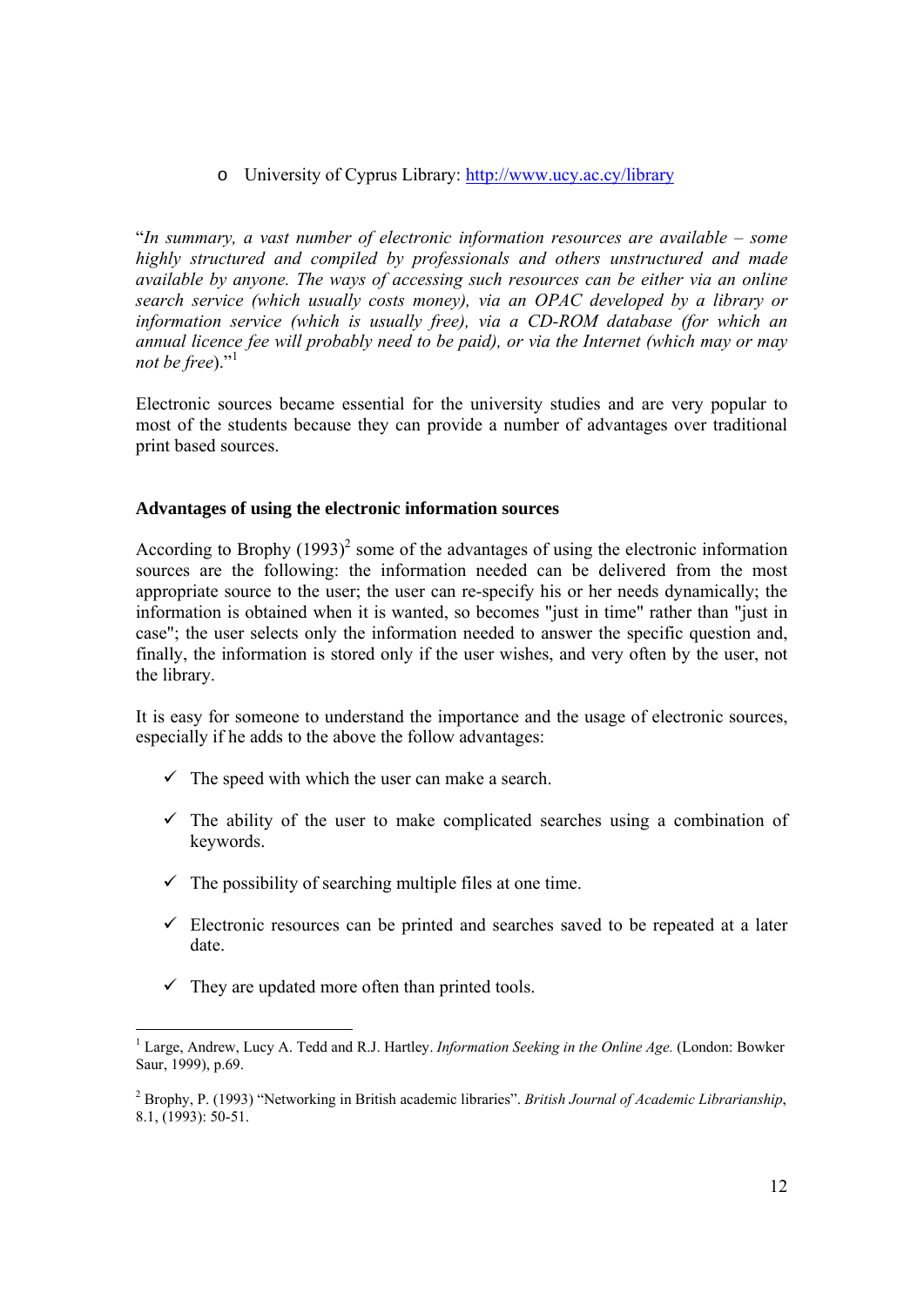- University of Cyprus Library: http://www.ucy.ac.cy/library

"*In summary, a vast number of electronic information resources are available – some highly structured and compiled by professionals and others unstructured and made available by anyone. The ways of accessing such resources can be either via an online search service (which usually costs money), via an OPAC developed by a library or information service (which is usually free), via a CD-ROM database (for which an annual licence fee will probably need to be paid), or via the Internet (which may or may not be free*)."[1]

Electronic sources became essential for the university studies and are very popular to most of the students because they can provide a number of advantages over traditional print based sources.

**Advantages of using the electronic information sources**

According to Brophy (1993)[2] some of the advantages of using the electronic information sources are the following: the information needed can be delivered from the most appropriate source to the user; the user can re-specify his or her needs dynamically; the information is obtained when it is wanted, so becomes "just in time" rather than "just in case"; the user selects only the information needed to answer the specific question and, finally, the information is stored only if the user wishes, and very often by the user, not the library.

It is easy for someone to understand the importance and the usage of electronic sources, especially if he adds to the above the follow advantages:

- ✓ The speed with which the user can make a search.
- ✓ The ability of the user to make complicated searches using a combination of keywords.
- ✓ The possibility of searching multiple files at one time.
- ✓ Electronic resources can be printed and searches saved to be repeated at a later date.
- ✓ They are updated more often than printed tools.

---

[1] Large, Andrew, Lucy A. Tedd and R.J. Hartley. *Information Seeking in the Online Age.* (London: Bowker Saur, 1999), p.69.

[2] Brophy, P. (1993) "Networking in British academic libraries". *British Journal of Academic Librarianship*, 8.1, (1993): 50-51.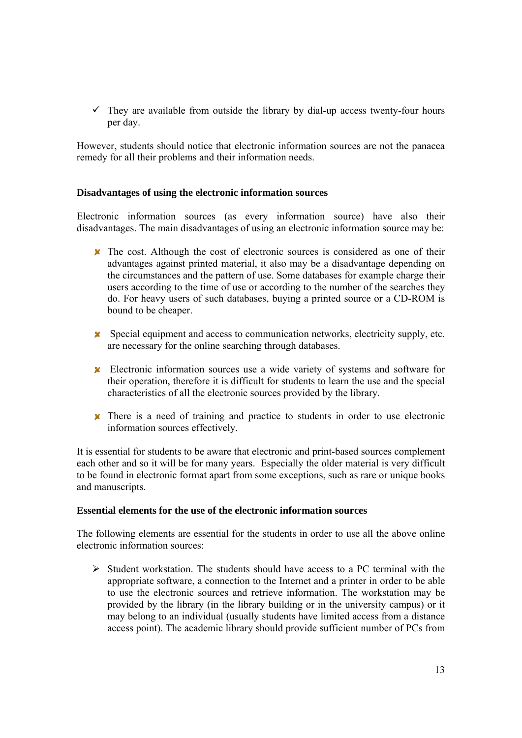- They are available from outside the library by dial-up access twenty-four hours per day.

However, students should notice that electronic information sources are not the panacea remedy for all their problems and their information needs.

**Disadvantages of using the electronic information sources**

Electronic information sources (as every information source) have also their disadvantages. The main disadvantages of using an electronic information source may be:

- The cost. Although the cost of electronic sources is considered as one of their advantages against printed material, it also may be a disadvantage depending on the circumstances and the pattern of use. Some databases for example charge their users according to the time of use or according to the number of the searches they do. For heavy users of such databases, buying a printed source or a CD-ROM is bound to be cheaper.

- Special equipment and access to communication networks, electricity supply, etc. are necessary for the online searching through databases.

- Electronic information sources use a wide variety of systems and software for their operation, therefore it is difficult for students to learn the use and the special characteristics of all the electronic sources provided by the library.

- There is a need of training and practice to students in order to use electronic information sources effectively.

It is essential for students to be aware that electronic and print-based sources complement each other and so it will be for many years. Especially the older material is very difficult to be found in electronic format apart from some exceptions, such as rare or unique books and manuscripts.

**Essential elements for the use of the electronic information sources**

The following elements are essential for the students in order to use all the above online electronic information sources:

- Student workstation. The students should have access to a PC terminal with the appropriate software, a connection to the Internet and a printer in order to be able to use the electronic sources and retrieve information. The workstation may be provided by the library (in the library building or in the university campus) or it may belong to an individual (usually students have limited access from a distance access point). The academic library should provide sufficient number of PCs from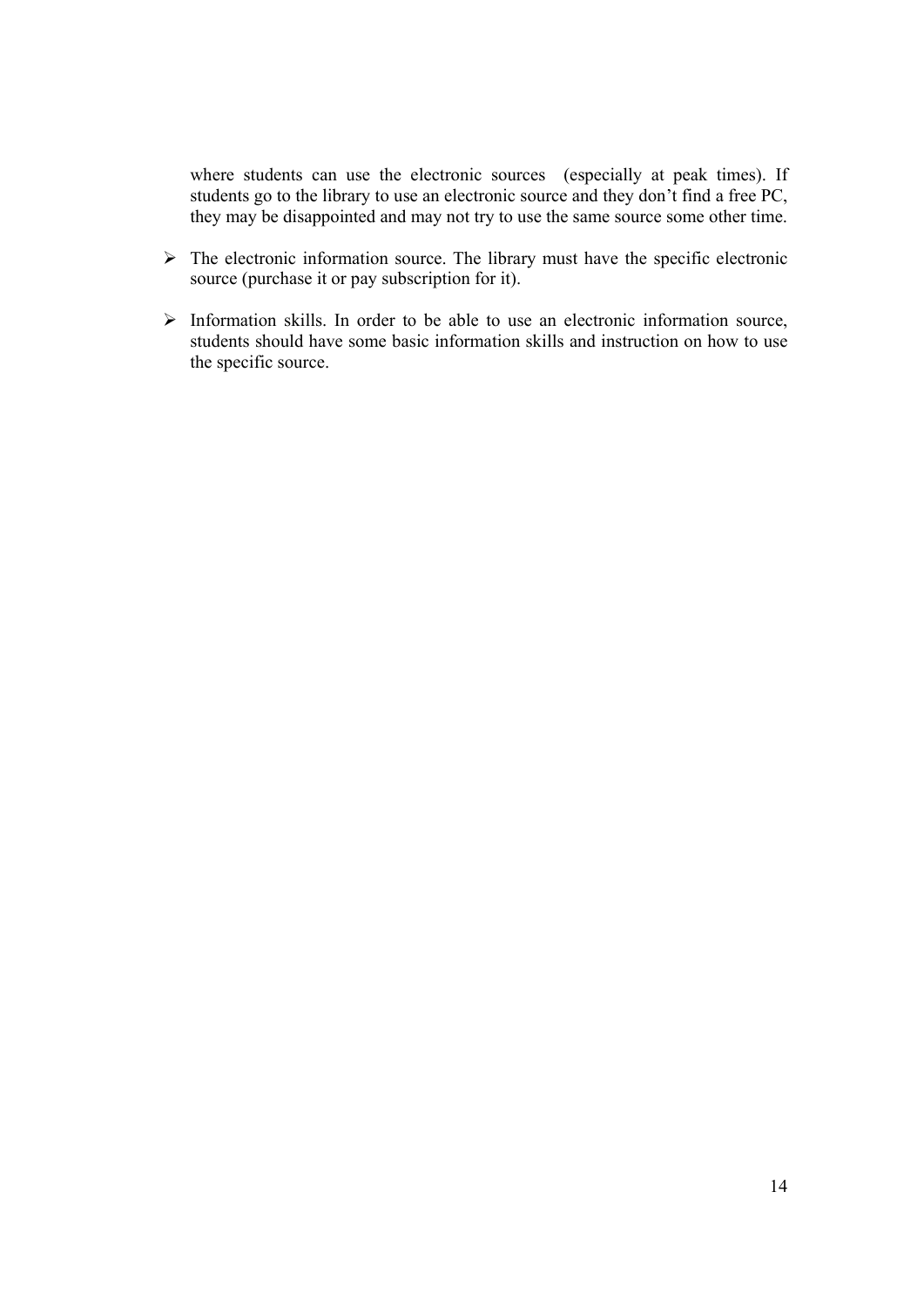where students can use the electronic sources (especially at peak times). If students go to the library to use an electronic source and they don't find a free PC, they may be disappointed and may not try to use the same source some other time.

- The electronic information source. The library must have the specific electronic source (purchase it or pay subscription for it).

- Information skills. In order to be able to use an electronic information source, students should have some basic information skills and instruction on how to use the specific source.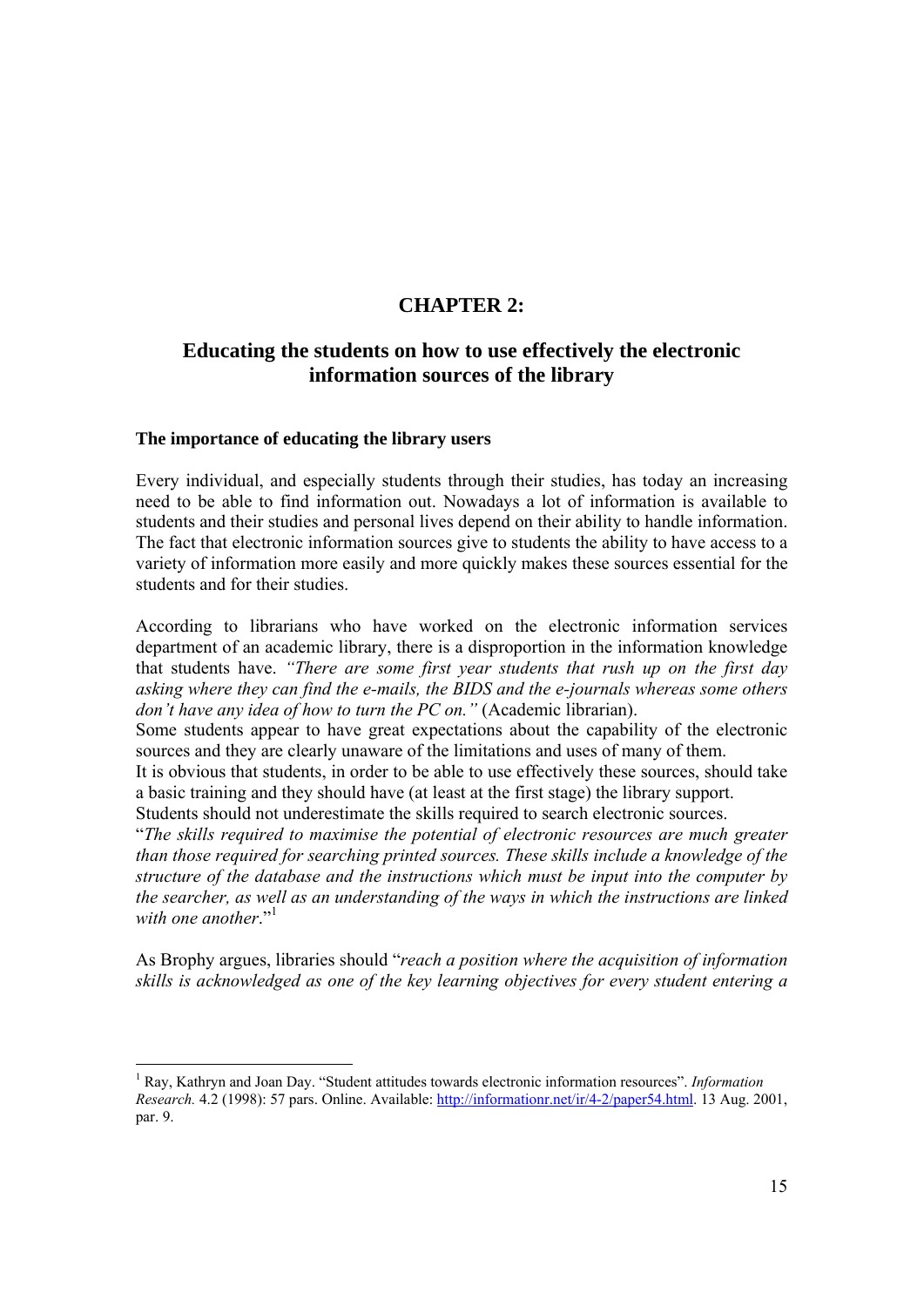# CHAPTER 2:

## Educating the students on how to use effectively the electronic information sources of the library

### The importance of educating the library users

Every individual, and especially students through their studies, has today an increasing need to be able to find information out. Nowadays a lot of information is available to students and their studies and personal lives depend on their ability to handle information. The fact that electronic information sources give to students the ability to have access to a variety of information more easily and more quickly makes these sources essential for the students and for their studies.

According to librarians who have worked on the electronic information services department of an academic library, there is a disproportion in the information knowledge that students have. *"There are some first year students that rush up on the first day asking where they can find the e-mails, the BIDS and the e-journals whereas some others don't have any idea of how to turn the PC on."* (Academic librarian).

Some students appear to have great expectations about the capability of the electronic sources and they are clearly unaware of the limitations and uses of many of them.

It is obvious that students, in order to be able to use effectively these sources, should take a basic training and they should have (at least at the first stage) the library support.

Students should not underestimate the skills required to search electronic sources.

"*The skills required to maximise the potential of electronic resources are much greater than those required for searching printed sources. These skills include a knowledge of the structure of the database and the instructions which must be input into the computer by the searcher, as well as an understanding of the ways in which the instructions are linked with one another*."[1]

As Brophy argues, libraries should "*reach a position where the acquisition of information skills is acknowledged as one of the key learning objectives for every student entering a*

---

[1] Ray, Kathryn and Joan Day. "Student attitudes towards electronic information resources". *Information Research.* 4.2 (1998): 57 pars. Online. Available: http://informationr.net/ir/4-2/paper54.html. 13 Aug. 2001, par. 9.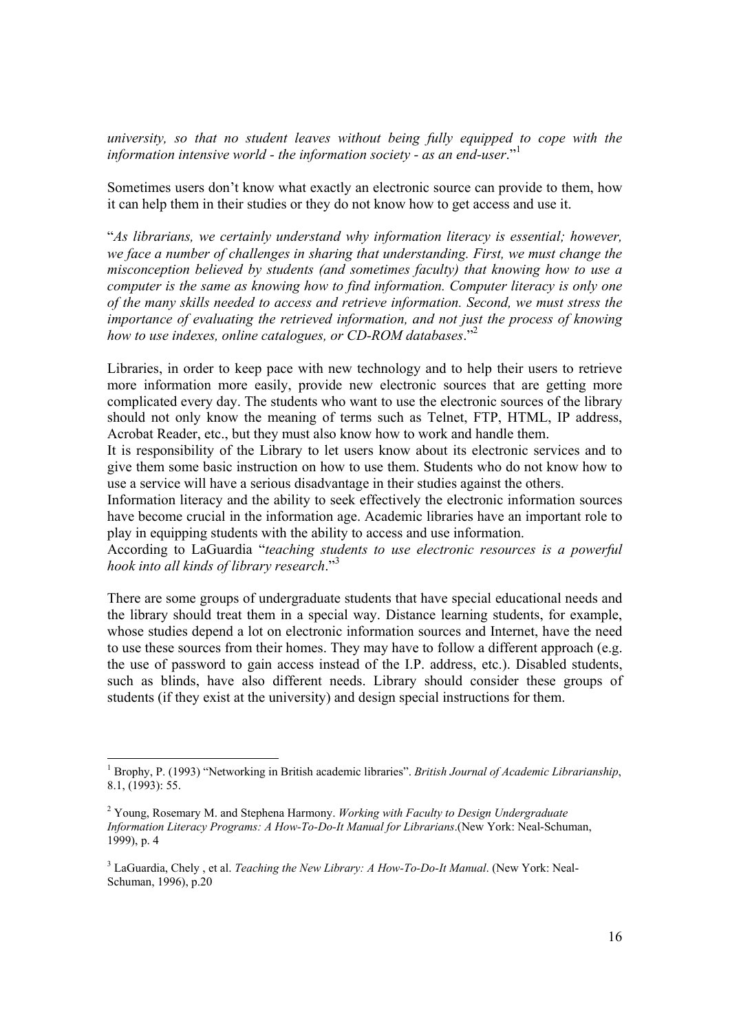*university, so that no student leaves without being fully equipped to cope with the information intensive world - the information society - as an end-user*."[1]

Sometimes users don't know what exactly an electronic source can provide to them, how it can help them in their studies or they do not know how to get access and use it.

"*As librarians, we certainly understand why information literacy is essential; however, we face a number of challenges in sharing that understanding. First, we must change the misconception believed by students (and sometimes faculty) that knowing how to use a computer is the same as knowing how to find information. Computer literacy is only one of the many skills needed to access and retrieve information. Second, we must stress the importance of evaluating the retrieved information, and not just the process of knowing how to use indexes, online catalogues, or CD-ROM databases*."[2]

Libraries, in order to keep pace with new technology and to help their users to retrieve more information more easily, provide new electronic sources that are getting more complicated every day. The students who want to use the electronic sources of the library should not only know the meaning of terms such as Telnet, FTP, HTML, IP address, Acrobat Reader, etc., but they must also know how to work and handle them.

It is responsibility of the Library to let users know about its electronic services and to give them some basic instruction on how to use them. Students who do not know how to use a service will have a serious disadvantage in their studies against the others.

Information literacy and the ability to seek effectively the electronic information sources have become crucial in the information age. Academic libraries have an important role to play in equipping students with the ability to access and use information.

According to LaGuardia "*teaching students to use electronic resources is a powerful hook into all kinds of library research*."[3]

There are some groups of undergraduate students that have special educational needs and the library should treat them in a special way. Distance learning students, for example, whose studies depend a lot on electronic information sources and Internet, have the need to use these sources from their homes. They may have to follow a different approach (e.g. the use of password to gain access instead of the I.P. address, etc.). Disabled students, such as blinds, have also different needs. Library should consider these groups of students (if they exist at the university) and design special instructions for them.

---

[1] Brophy, P. (1993) "Networking in British academic libraries". *British Journal of Academic Librarianship*, 8.1, (1993): 55.

[2] Young, Rosemary M. and Stephena Harmony. *Working with Faculty to Design Undergraduate Information Literacy Programs: A How-To-Do-It Manual for Librarians*.(New York: Neal-Schuman, 1999), p. 4

[3] LaGuardia, Chely , et al. *Teaching the New Library: A How-To-Do-It Manual*. (New York: Neal-Schuman, 1996), p.20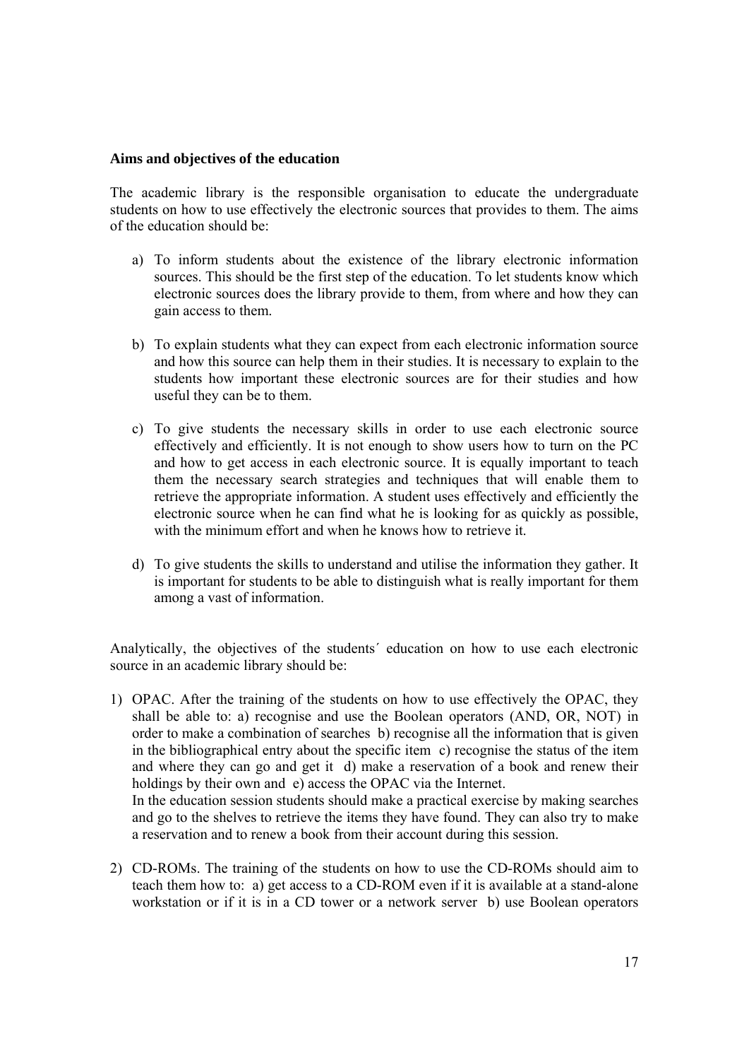**Aims and objectives of the education**

The academic library is the responsible organisation to educate the undergraduate students on how to use effectively the electronic sources that provides to them. The aims of the education should be:

a) To inform students about the existence of the library electronic information sources. This should be the first step of the education. To let students know which electronic sources does the library provide to them, from where and how they can gain access to them.

b) To explain students what they can expect from each electronic information source and how this source can help them in their studies. It is necessary to explain to the students how important these electronic sources are for their studies and how useful they can be to them.

c) To give students the necessary skills in order to use each electronic source effectively and efficiently. It is not enough to show users how to turn on the PC and how to get access in each electronic source. It is equally important to teach them the necessary search strategies and techniques that will enable them to retrieve the appropriate information. A student uses effectively and efficiently the electronic source when he can find what he is looking for as quickly as possible, with the minimum effort and when he knows how to retrieve it.

d) To give students the skills to understand and utilise the information they gather. It is important for students to be able to distinguish what is really important for them among a vast of information.

Analytically, the objectives of the students´ education on how to use each electronic source in an academic library should be:

1) OPAC. After the training of the students on how to use effectively the OPAC, they shall be able to: a) recognise and use the Boolean operators (AND, OR, NOT) in order to make a combination of searches b) recognise all the information that is given in the bibliographical entry about the specific item c) recognise the status of the item and where they can go and get it d) make a reservation of a book and renew their holdings by their own and e) access the OPAC via the Internet.
   In the education session students should make a practical exercise by making searches and go to the shelves to retrieve the items they have found. They can also try to make a reservation and to renew a book from their account during this session.

2) CD-ROMs. The training of the students on how to use the CD-ROMs should aim to teach them how to: a) get access to a CD-ROM even if it is available at a stand-alone workstation or if it is in a CD tower or a network server b) use Boolean operators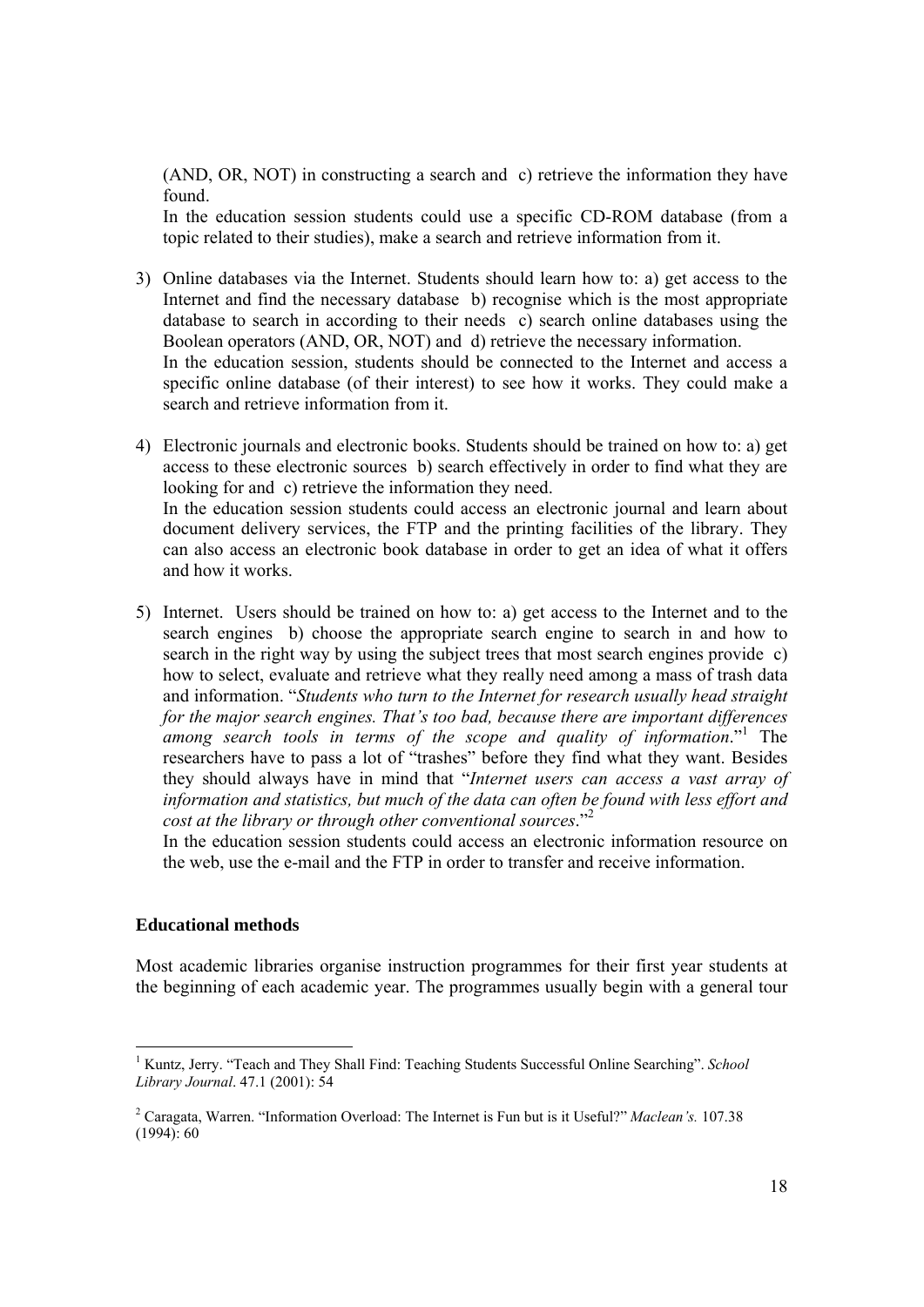(AND, OR, NOT) in constructing a search and c) retrieve the information they have found.

In the education session students could use a specific CD-ROM database (from a topic related to their studies), make a search and retrieve information from it.

3) Online databases via the Internet. Students should learn how to: a) get access to the Internet and find the necessary database b) recognise which is the most appropriate database to search in according to their needs c) search online databases using the Boolean operators (AND, OR, NOT) and d) retrieve the necessary information.

   In the education session, students should be connected to the Internet and access a specific online database (of their interest) to see how it works. They could make a search and retrieve information from it.

4) Electronic journals and electronic books. Students should be trained on how to: a) get access to these electronic sources b) search effectively in order to find what they are looking for and c) retrieve the information they need.

   In the education session students could access an electronic journal and learn about document delivery services, the FTP and the printing facilities of the library. They can also access an electronic book database in order to get an idea of what it offers and how it works.

5) Internet. Users should be trained on how to: a) get access to the Internet and to the search engines b) choose the appropriate search engine to search in and how to search in the right way by using the subject trees that most search engines provide c) how to select, evaluate and retrieve what they really need among a mass of trash data and information. "*Students who turn to the Internet for research usually head straight for the major search engines. That's too bad, because there are important differences among search tools in terms of the scope and quality of information*."[1] The researchers have to pass a lot of "trashes" before they find what they want. Besides they should always have in mind that "*Internet users can access a vast array of information and statistics, but much of the data can often be found with less effort and cost at the library or through other conventional sources*."[2]

   In the education session students could access an electronic information resource on the web, use the e-mail and the FTP in order to transfer and receive information.

**Educational methods**

Most academic libraries organise instruction programmes for their first year students at the beginning of each academic year. The programmes usually begin with a general tour

---

[1] Kuntz, Jerry. "Teach and They Shall Find: Teaching Students Successful Online Searching". *School Library Journal*. 47.1 (2001): 54

[2] Caragata, Warren. "Information Overload: The Internet is Fun but is it Useful?" *Maclean's.* 107.38 (1994): 60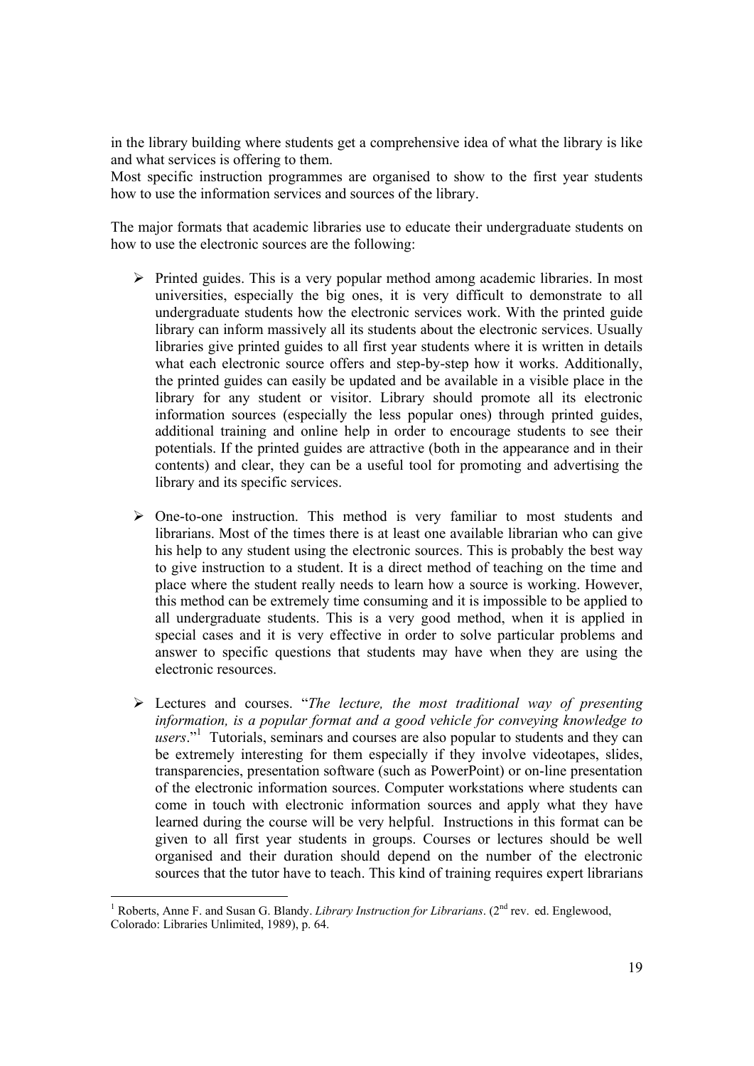in the library building where students get a comprehensive idea of what the library is like and what services is offering to them.
Most specific instruction programmes are organised to show to the first year students how to use the information services and sources of the library.

The major formats that academic libraries use to educate their undergraduate students on how to use the electronic sources are the following:

- Printed guides. This is a very popular method among academic libraries. In most universities, especially the big ones, it is very difficult to demonstrate to all undergraduate students how the electronic services work. With the printed guide library can inform massively all its students about the electronic services. Usually libraries give printed guides to all first year students where it is written in details what each electronic source offers and step-by-step how it works. Additionally, the printed guides can easily be updated and be available in a visible place in the library for any student or visitor. Library should promote all its electronic information sources (especially the less popular ones) through printed guides, additional training and online help in order to encourage students to see their potentials. If the printed guides are attractive (both in the appearance and in their contents) and clear, they can be a useful tool for promoting and advertising the library and its specific services.

- One-to-one instruction. This method is very familiar to most students and librarians. Most of the times there is at least one available librarian who can give his help to any student using the electronic sources. This is probably the best way to give instruction to a student. It is a direct method of teaching on the time and place where the student really needs to learn how a source is working. However, this method can be extremely time consuming and it is impossible to be applied to all undergraduate students. This is a very good method, when it is applied in special cases and it is very effective in order to solve particular problems and answer to specific questions that students may have when they are using the electronic resources.

- Lectures and courses. "*The lecture, the most traditional way of presenting information, is a popular format and a good vehicle for conveying knowledge to users*."[1] Tutorials, seminars and courses are also popular to students and they can be extremely interesting for them especially if they involve videotapes, slides, transparencies, presentation software (such as PowerPoint) or on-line presentation of the electronic information sources. Computer workstations where students can come in touch with electronic information sources and apply what they have learned during the course will be very helpful. Instructions in this format can be given to all first year students in groups. Courses or lectures should be well organised and their duration should depend on the number of the electronic sources that the tutor have to teach. This kind of training requires expert librarians

[1] Roberts, Anne F. and Susan G. Blandy. *Library Instruction for Librarians*. (2nd rev. ed. Englewood, Colorado: Libraries Unlimited, 1989), p. 64.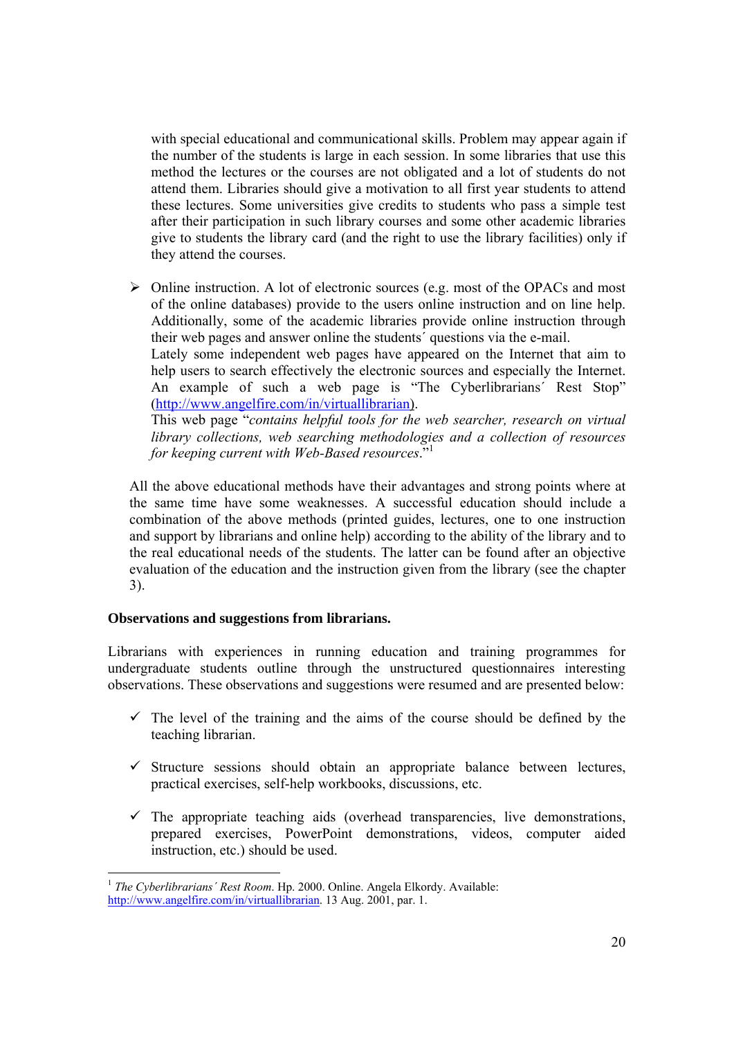with special educational and communicational skills. Problem may appear again if the number of the students is large in each session. In some libraries that use this method the lectures or the courses are not obligated and a lot of students do not attend them. Libraries should give a motivation to all first year students to attend these lectures. Some universities give credits to students who pass a simple test after their participation in such library courses and some other academic libraries give to students the library card (and the right to use the library facilities) only if they attend the courses.

- Online instruction. A lot of electronic sources (e.g. most of the OPACs and most of the online databases) provide to the users online instruction and on line help. Additionally, some of the academic libraries provide online instruction through their web pages and answer online the students´ questions via the e-mail.
  Lately some independent web pages have appeared on the Internet that aim to help users to search effectively the electronic sources and especially the Internet. An example of such a web page is "The Cyberlibrarians´ Rest Stop" (http://www.angelfire.com/in/virtuallibrarian).
  This web page "*contains helpful tools for the web searcher, research on virtual library collections, web searching methodologies and a collection of resources for keeping current with Web-Based resources*."[1]

All the above educational methods have their advantages and strong points where at the same time have some weaknesses. A successful education should include a combination of the above methods (printed guides, lectures, one to one instruction and support by librarians and online help) according to the ability of the library and to the real educational needs of the students. The latter can be found after an objective evaluation of the education and the instruction given from the library (see the chapter 3).

**Observations and suggestions from librarians.**

Librarians with experiences in running education and training programmes for undergraduate students outline through the unstructured questionnaires interesting observations. These observations and suggestions were resumed and are presented below:

- ✓ The level of the training and the aims of the course should be defined by the teaching librarian.
- ✓ Structure sessions should obtain an appropriate balance between lectures, practical exercises, self-help workbooks, discussions, etc.
- ✓ The appropriate teaching aids (overhead transparencies, live demonstrations, prepared exercises, PowerPoint demonstrations, videos, computer aided instruction, etc.) should be used.

---

[1] *The Cyberlibrarians´ Rest Room*. Hp. 2000. Online. Angela Elkordy. Available: http://www.angelfire.com/in/virtuallibrarian. 13 Aug. 2001, par. 1.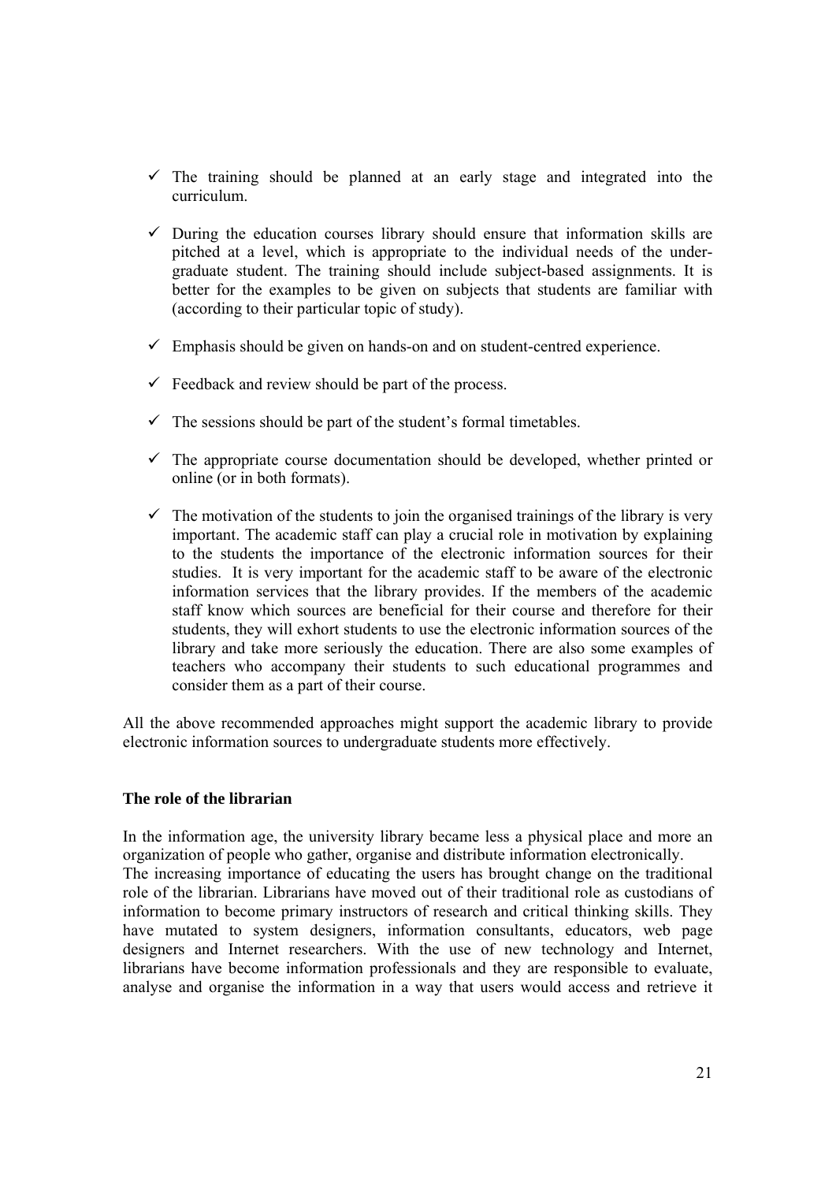- ✓ The training should be planned at an early stage and integrated into the curriculum.
- ✓ During the education courses library should ensure that information skills are pitched at a level, which is appropriate to the individual needs of the under-graduate student. The training should include subject-based assignments. It is better for the examples to be given on subjects that students are familiar with (according to their particular topic of study).
- ✓ Emphasis should be given on hands-on and on student-centred experience.
- ✓ Feedback and review should be part of the process.
- ✓ The sessions should be part of the student's formal timetables.
- ✓ The appropriate course documentation should be developed, whether printed or online (or in both formats).
- ✓ The motivation of the students to join the organised trainings of the library is very important. The academic staff can play a crucial role in motivation by explaining to the students the importance of the electronic information sources for their studies. It is very important for the academic staff to be aware of the electronic information services that the library provides. If the members of the academic staff know which sources are beneficial for their course and therefore for their students, they will exhort students to use the electronic information sources of the library and take more seriously the education. There are also some examples of teachers who accompany their students to such educational programmes and consider them as a part of their course.

All the above recommended approaches might support the academic library to provide electronic information sources to undergraduate students more effectively.

### The role of the librarian

In the information age, the university library became less a physical place and more an organization of people who gather, organise and distribute information electronically.
The increasing importance of educating the users has brought change on the traditional role of the librarian. Librarians have moved out of their traditional role as custodians of information to become primary instructors of research and critical thinking skills. They have mutated to system designers, information consultants, educators, web page designers and Internet researchers. With the use of new technology and Internet, librarians have become information professionals and they are responsible to evaluate, analyse and organise the information in a way that users would access and retrieve it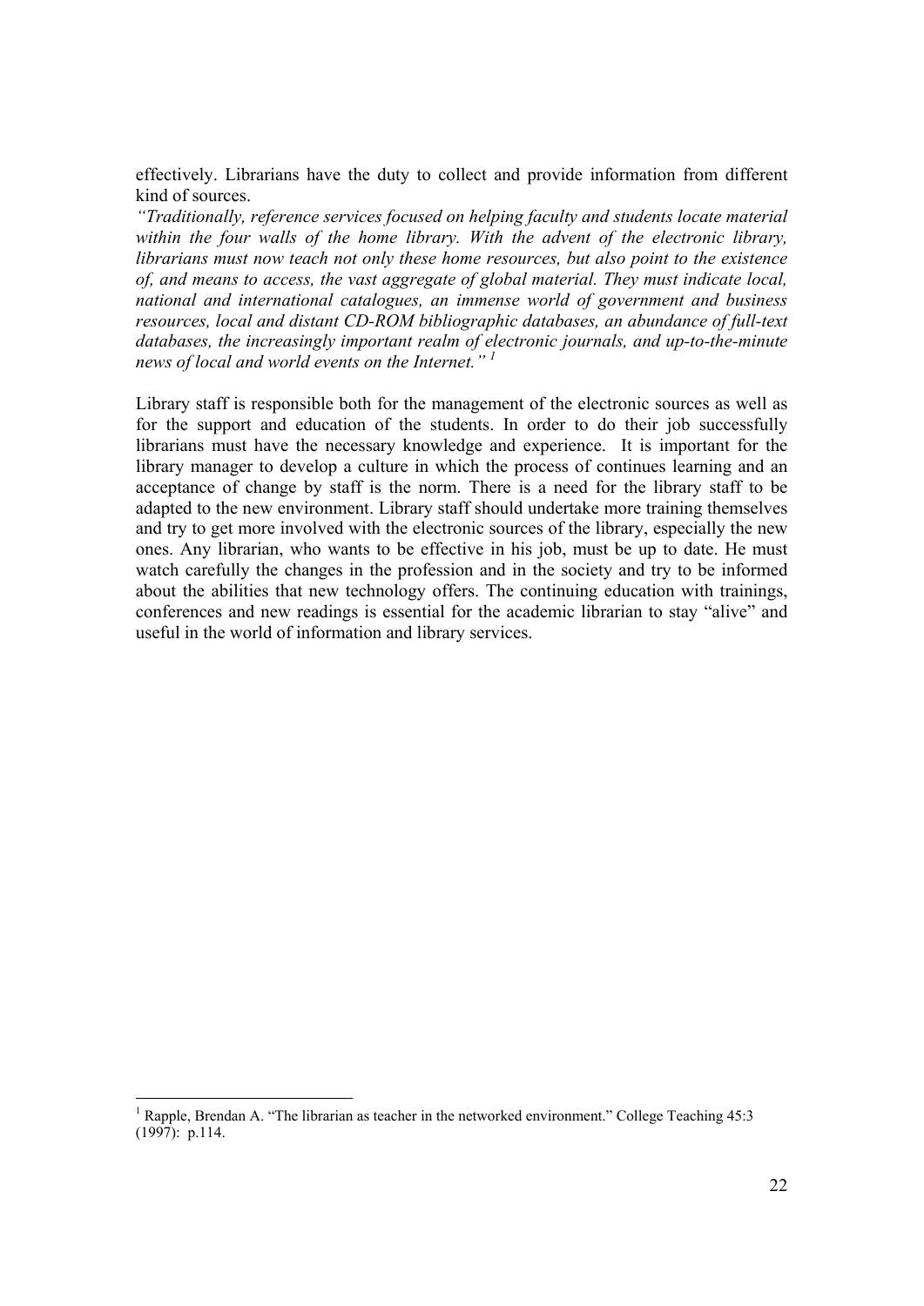effectively. Librarians have the duty to collect and provide information from different kind of sources.

*"Traditionally, reference services focused on helping faculty and students locate material within the four walls of the home library. With the advent of the electronic library, librarians must now teach not only these home resources, but also point to the existence of, and means to access, the vast aggregate of global material. They must indicate local, national and international catalogues, an immense world of government and business resources, local and distant CD-ROM bibliographic databases, an abundance of full-text databases, the increasingly important realm of electronic journals, and up-to-the-minute news of local and world events on the Internet."* [1]

Library staff is responsible both for the management of the electronic sources as well as for the support and education of the students. In order to do their job successfully librarians must have the necessary knowledge and experience. It is important for the library manager to develop a culture in which the process of continues learning and an acceptance of change by staff is the norm. There is a need for the library staff to be adapted to the new environment. Library staff should undertake more training themselves and try to get more involved with the electronic sources of the library, especially the new ones. Any librarian, who wants to be effective in his job, must be up to date. He must watch carefully the changes in the profession and in the society and try to be informed about the abilities that new technology offers. The continuing education with trainings, conferences and new readings is essential for the academic librarian to stay "alive" and useful in the world of information and library services.

[1] Rapple, Brendan A. "The librarian as teacher in the networked environment." College Teaching 45:3 (1997): p.114.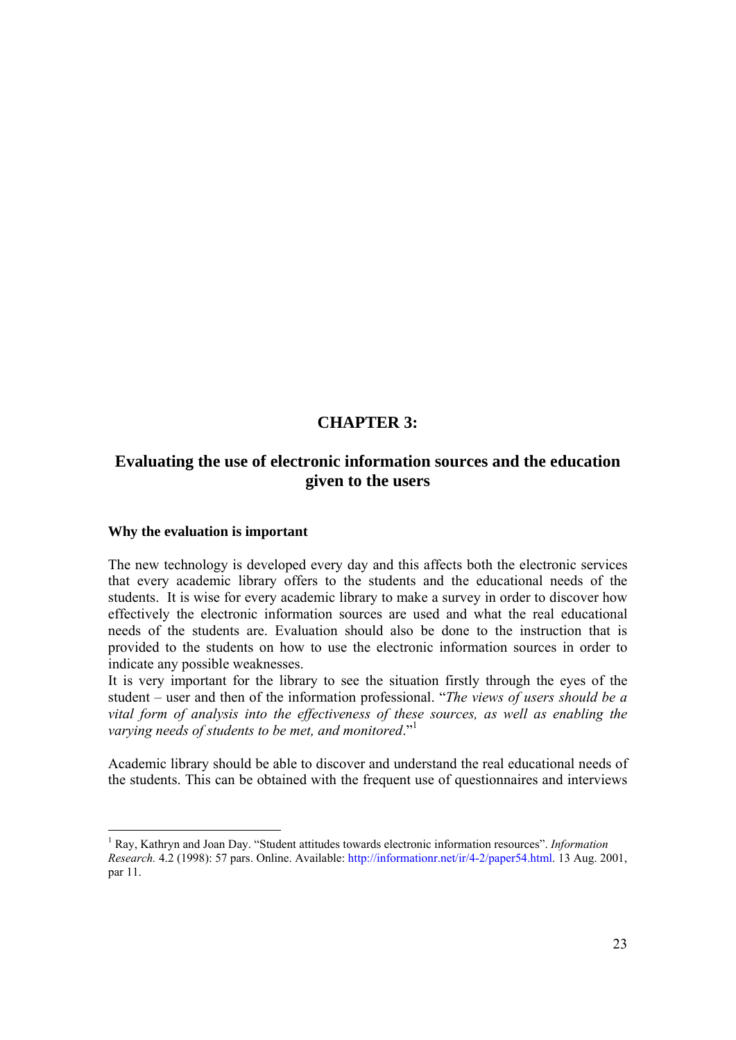# CHAPTER 3:

## Evaluating the use of electronic information sources and the education given to the users

### Why the evaluation is important

The new technology is developed every day and this affects both the electronic services that every academic library offers to the students and the educational needs of the students. It is wise for every academic library to make a survey in order to discover how effectively the electronic information sources are used and what the real educational needs of the students are. Evaluation should also be done to the instruction that is provided to the students on how to use the electronic information sources in order to indicate any possible weaknesses.

It is very important for the library to see the situation firstly through the eyes of the student – user and then of the information professional. "*The views of users should be a vital form of analysis into the effectiveness of these sources, as well as enabling the varying needs of students to be met, and monitored*."[1]

Academic library should be able to discover and understand the real educational needs of the students. This can be obtained with the frequent use of questionnaires and interviews

---

[1] Ray, Kathryn and Joan Day. "Student attitudes towards electronic information resources". *Information Research.* 4.2 (1998): 57 pars. Online. Available: http://informationr.net/ir/4-2/paper54.html. 13 Aug. 2001, par 11.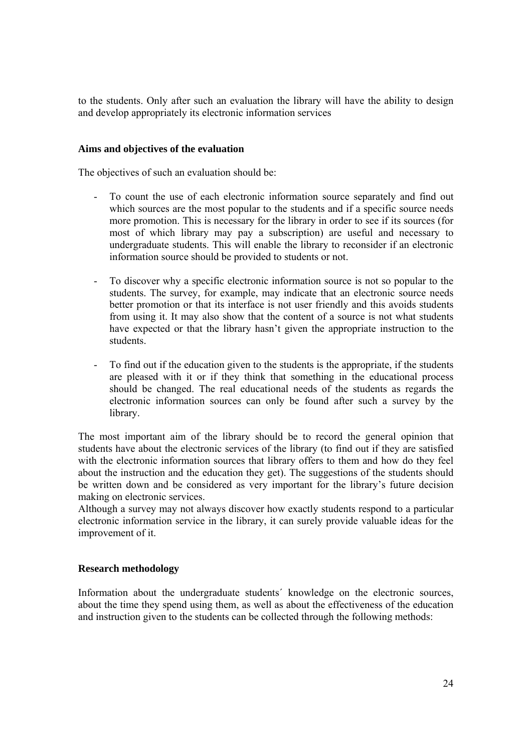to the students. Only after such an evaluation the library will have the ability to design and develop appropriately its electronic information services

**Aims and objectives of the evaluation**

The objectives of such an evaluation should be:

- To count the use of each electronic information source separately and find out which sources are the most popular to the students and if a specific source needs more promotion. This is necessary for the library in order to see if its sources (for most of which library may pay a subscription) are useful and necessary to undergraduate students. This will enable the library to reconsider if an electronic information source should be provided to students or not.
- To discover why a specific electronic information source is not so popular to the students. The survey, for example, may indicate that an electronic source needs better promotion or that its interface is not user friendly and this avoids students from using it. It may also show that the content of a source is not what students have expected or that the library hasn't given the appropriate instruction to the students.
- To find out if the education given to the students is the appropriate, if the students are pleased with it or if they think that something in the educational process should be changed. The real educational needs of the students as regards the electronic information sources can only be found after such a survey by the library.

The most important aim of the library should be to record the general opinion that students have about the electronic services of the library (to find out if they are satisfied with the electronic information sources that library offers to them and how do they feel about the instruction and the education they get). The suggestions of the students should be written down and be considered as very important for the library's future decision making on electronic services.

Although a survey may not always discover how exactly students respond to a particular electronic information service in the library, it can surely provide valuable ideas for the improvement of it.

**Research methodology**

Information about the undergraduate students´ knowledge on the electronic sources, about the time they spend using them, as well as about the effectiveness of the education and instruction given to the students can be collected through the following methods: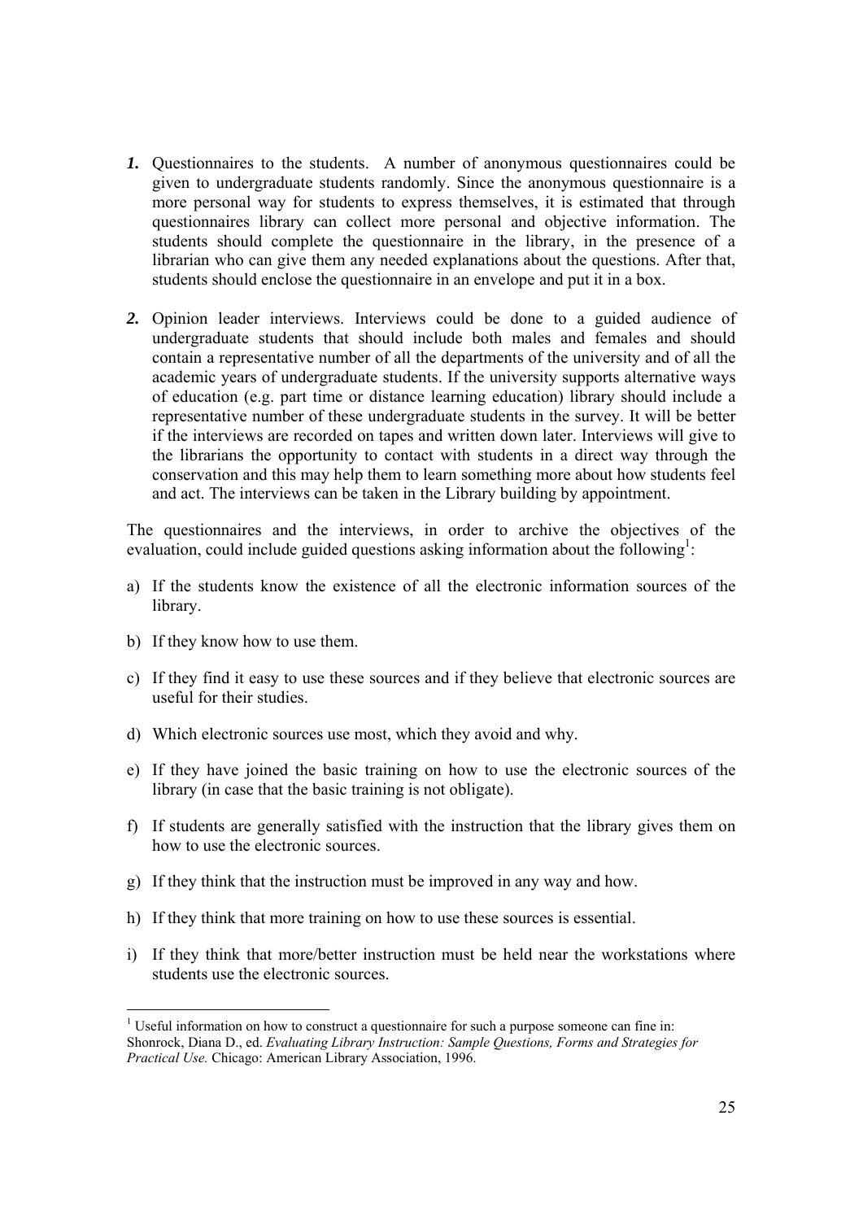1. Questionnaires to the students. A number of anonymous questionnaires could be given to undergraduate students randomly. Since the anonymous questionnaire is a more personal way for students to express themselves, it is estimated that through questionnaires library can collect more personal and objective information. The students should complete the questionnaire in the library, in the presence of a librarian who can give them any needed explanations about the questions. After that, students should enclose the questionnaire in an envelope and put it in a box.

2. Opinion leader interviews. Interviews could be done to a guided audience of undergraduate students that should include both males and females and should contain a representative number of all the departments of the university and of all the academic years of undergraduate students. If the university supports alternative ways of education (e.g. part time or distance learning education) library should include a representative number of these undergraduate students in the survey. It will be better if the interviews are recorded on tapes and written down later. Interviews will give to the librarians the opportunity to contact with students in a direct way through the conservation and this may help them to learn something more about how students feel and act. The interviews can be taken in the Library building by appointment.

The questionnaires and the interviews, in order to archive the objectives of the evaluation, could include guided questions asking information about the following[1]:

a) If the students know the existence of all the electronic information sources of the library.

b) If they know how to use them.

c) If they find it easy to use these sources and if they believe that electronic sources are useful for their studies.

d) Which electronic sources use most, which they avoid and why.

e) If they have joined the basic training on how to use the electronic sources of the library (in case that the basic training is not obligate).

f) If students are generally satisfied with the instruction that the library gives them on how to use the electronic sources.

g) If they think that the instruction must be improved in any way and how.

h) If they think that more training on how to use these sources is essential.

i) If they think that more/better instruction must be held near the workstations where students use the electronic sources.

---

[1] Useful information on how to construct a questionnaire for such a purpose someone can fine in: Shonrock, Diana D., ed. *Evaluating Library Instruction: Sample Questions, Forms and Strategies for Practical Use.* Chicago: American Library Association, 1996.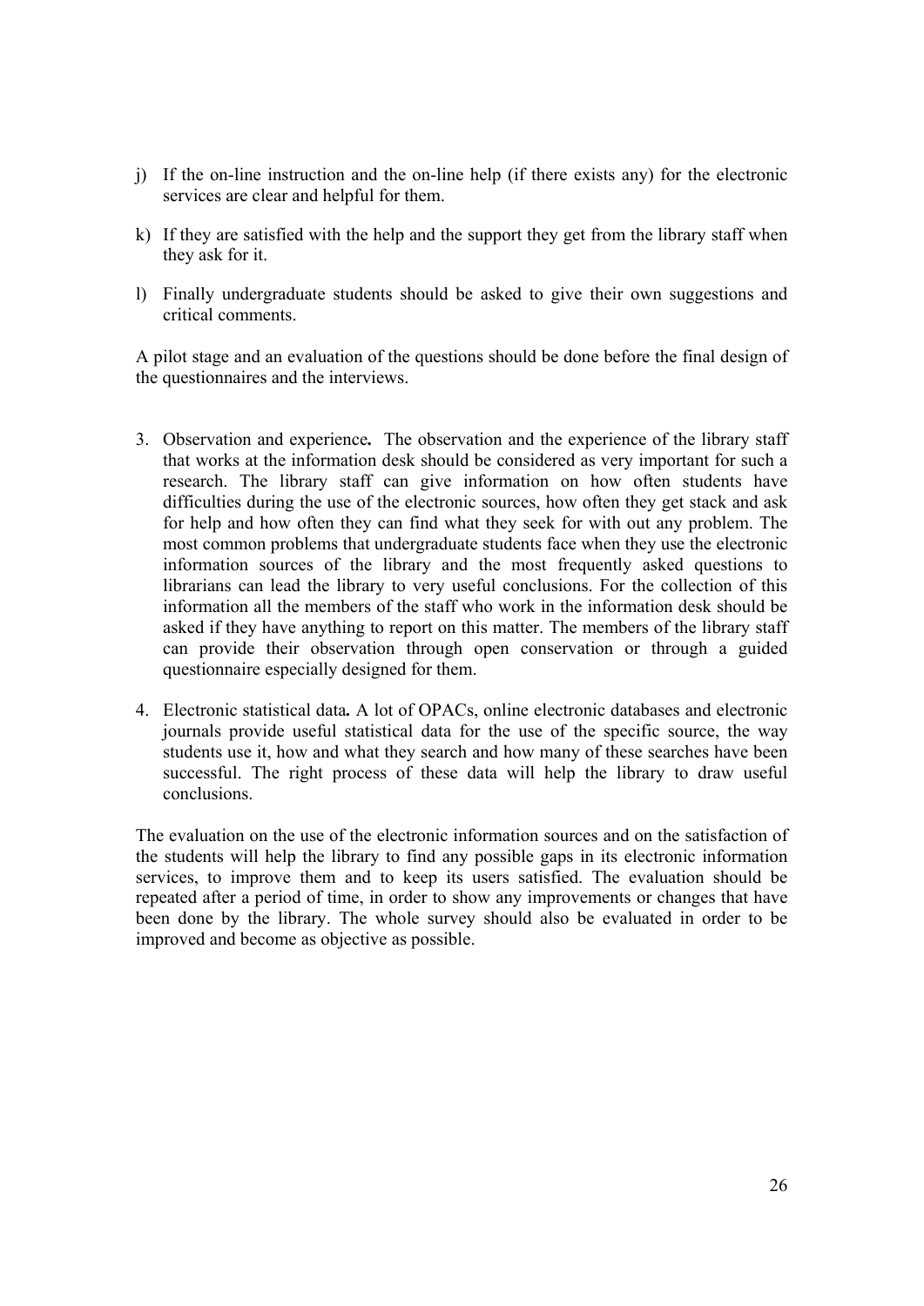j) If the on-line instruction and the on-line help (if there exists any) for the electronic services are clear and helpful for them.

k) If they are satisfied with the help and the support they get from the library staff when they ask for it.

l) Finally undergraduate students should be asked to give their own suggestions and critical comments.

A pilot stage and an evaluation of the questions should be done before the final design of the questionnaires and the interviews.

3. Observation and experience**.** The observation and the experience of the library staff that works at the information desk should be considered as very important for such a research. The library staff can give information on how often students have difficulties during the use of the electronic sources, how often they get stack and ask for help and how often they can find what they seek for with out any problem. The most common problems that undergraduate students face when they use the electronic information sources of the library and the most frequently asked questions to librarians can lead the library to very useful conclusions. For the collection of this information all the members of the staff who work in the information desk should be asked if they have anything to report on this matter. The members of the library staff can provide their observation through open conservation or through a guided questionnaire especially designed for them.

4. Electronic statistical data**.** A lot of OPACs, online electronic databases and electronic journals provide useful statistical data for the use of the specific source, the way students use it, how and what they search and how many of these searches have been successful. The right process of these data will help the library to draw useful conclusions.

The evaluation on the use of the electronic information sources and on the satisfaction of the students will help the library to find any possible gaps in its electronic information services, to improve them and to keep its users satisfied. The evaluation should be repeated after a period of time, in order to show any improvements or changes that have been done by the library. The whole survey should also be evaluated in order to be improved and become as objective as possible.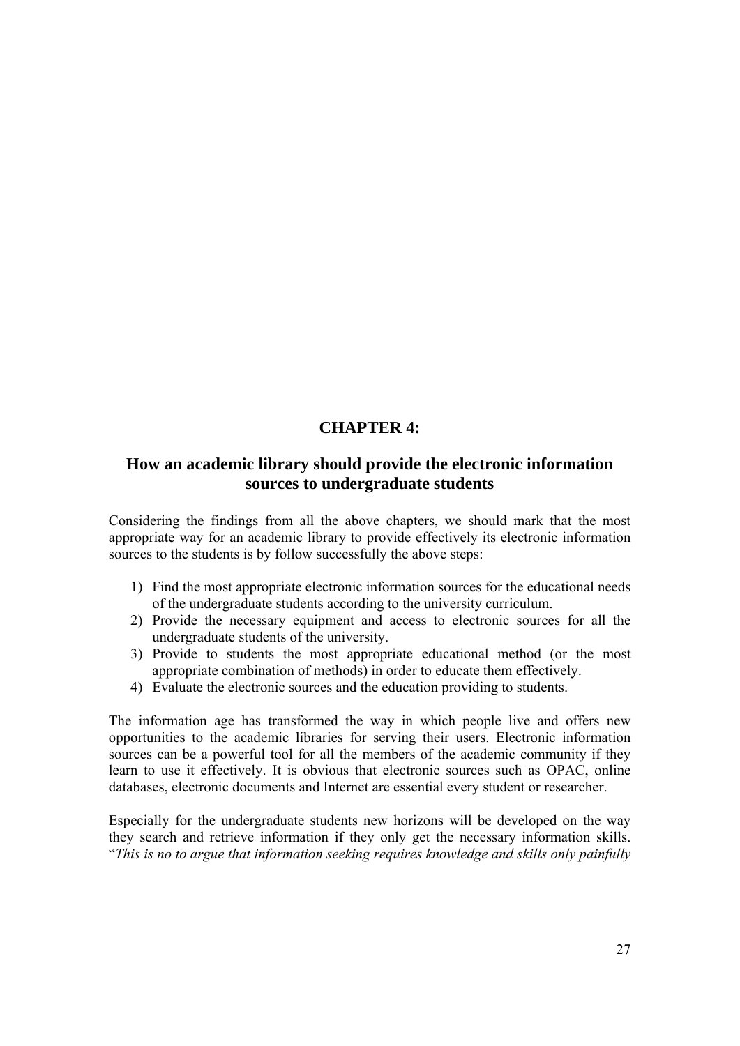# CHAPTER 4:

## How an academic library should provide the electronic information sources to undergraduate students

Considering the findings from all the above chapters, we should mark that the most appropriate way for an academic library to provide effectively its electronic information sources to the students is by follow successfully the above steps:

1) Find the most appropriate electronic information sources for the educational needs of the undergraduate students according to the university curriculum.
2) Provide the necessary equipment and access to electronic sources for all the undergraduate students of the university.
3) Provide to students the most appropriate educational method (or the most appropriate combination of methods) in order to educate them effectively.
4) Evaluate the electronic sources and the education providing to students.

The information age has transformed the way in which people live and offers new opportunities to the academic libraries for serving their users. Electronic information sources can be a powerful tool for all the members of the academic community if they learn to use it effectively. It is obvious that electronic sources such as OPAC, online databases, electronic documents and Internet are essential every student or researcher.

Especially for the undergraduate students new horizons will be developed on the way they search and retrieve information if they only get the necessary information skills. "*This is no to argue that information seeking requires knowledge and skills only painfully*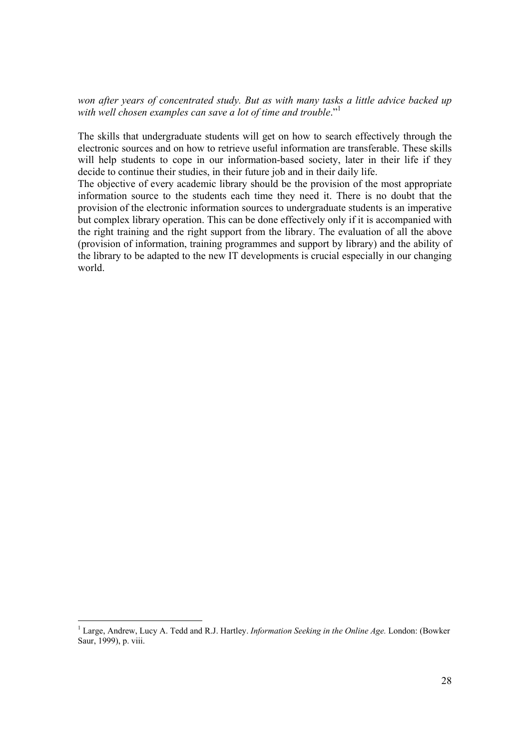*won after years of concentrated study. But as with many tasks a little advice backed up with well chosen examples can save a lot of time and trouble*."[1]

The skills that undergraduate students will get on how to search effectively through the electronic sources and on how to retrieve useful information are transferable. These skills will help students to cope in our information-based society, later in their life if they decide to continue their studies, in their future job and in their daily life.

The objective of every academic library should be the provision of the most appropriate information source to the students each time they need it. There is no doubt that the provision of the electronic information sources to undergraduate students is an imperative but complex library operation. This can be done effectively only if it is accompanied with the right training and the right support from the library. The evaluation of all the above (provision of information, training programmes and support by library) and the ability of the library to be adapted to the new IT developments is crucial especially in our changing world.

---

[1] Large, Andrew, Lucy A. Tedd and R.J. Hartley. *Information Seeking in the Online Age.* London: (Bowker Saur, 1999), p. viii.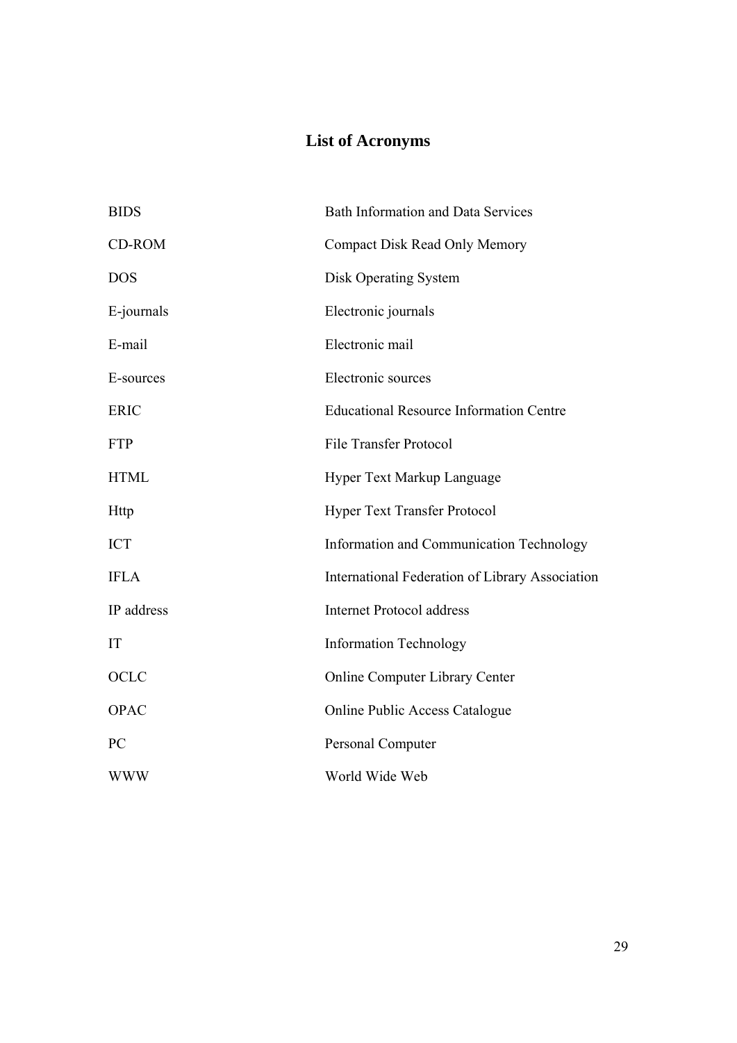# List of Acronyms

| | |
|---|---|
| BIDS | Bath Information and Data Services |
| CD-ROM | Compact Disk Read Only Memory |
| DOS | Disk Operating System |
| E-journals | Electronic journals |
| E-mail | Electronic mail |
| E-sources | Electronic sources |
| ERIC | Educational Resource Information Centre |
| FTP | File Transfer Protocol |
| HTML | Hyper Text Markup Language |
| Http | Hyper Text Transfer Protocol |
| ICT | Information and Communication Technology |
| IFLA | International Federation of Library Association |
| IP address | Internet Protocol address |
| IT | Information Technology |
| OCLC | Online Computer Library Center |
| OPAC | Online Public Access Catalogue |
| PC | Personal Computer |
| WWW | World Wide Web |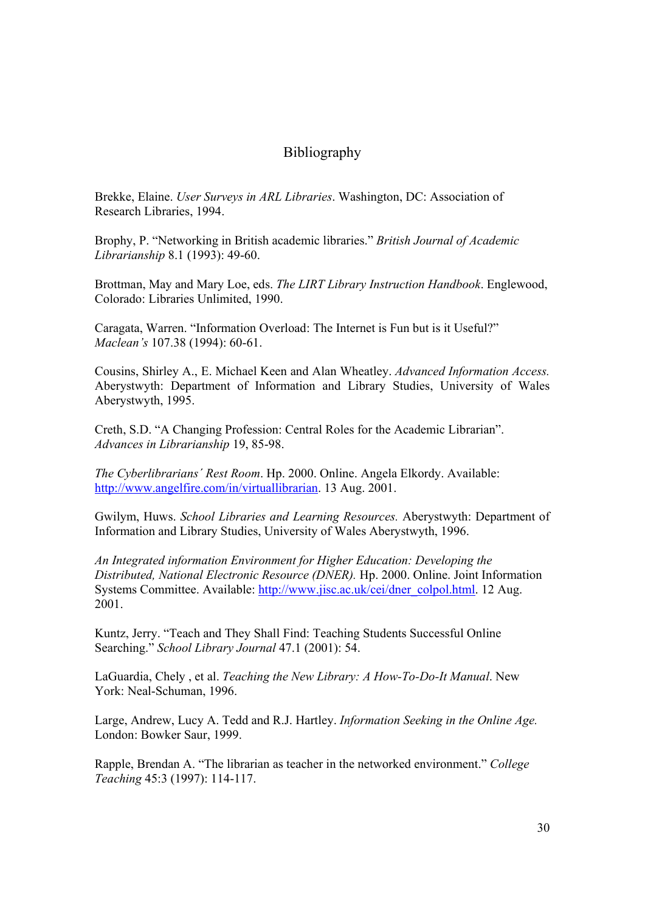# Bibliography

Brekke, Elaine. *User Surveys in ARL Libraries*. Washington, DC: Association of Research Libraries, 1994.

Brophy, P. "Networking in British academic libraries." *British Journal of Academic Librarianship* 8.1 (1993): 49-60.

Brottman, May and Mary Loe, eds. *The LIRT Library Instruction Handbook*. Englewood, Colorado: Libraries Unlimited, 1990.

Caragata, Warren. "Information Overload: The Internet is Fun but is it Useful?" *Maclean's* 107.38 (1994): 60-61.

Cousins, Shirley A., E. Michael Keen and Alan Wheatley. *Advanced Information Access.* Aberystwyth: Department of Information and Library Studies, University of Wales Aberystwyth, 1995.

Creth, S.D. "A Changing Profession: Central Roles for the Academic Librarian". *Advances in Librarianship* 19, 85-98.

*The Cyberlibrarians´ Rest Room*. Hp. 2000. Online. Angela Elkordy. Available: http://www.angelfire.com/in/virtuallibrarian. 13 Aug. 2001.

Gwilym, Huws. *School Libraries and Learning Resources.* Aberystwyth: Department of Information and Library Studies, University of Wales Aberystwyth, 1996.

*An Integrated information Environment for Higher Education: Developing the Distributed, National Electronic Resource (DNER).* Hp. 2000. Online. Joint Information Systems Committee. Available: http://www.jisc.ac.uk/cei/dner_colpol.html. 12 Aug. 2001.

Kuntz, Jerry. "Teach and They Shall Find: Teaching Students Successful Online Searching." *School Library Journal* 47.1 (2001): 54.

LaGuardia, Chely , et al. *Teaching the New Library: A How-To-Do-It Manual*. New York: Neal-Schuman, 1996.

Large, Andrew, Lucy A. Tedd and R.J. Hartley. *Information Seeking in the Online Age.* London: Bowker Saur, 1999.

Rapple, Brendan A. "The librarian as teacher in the networked environment." *College Teaching* 45:3 (1997): 114-117.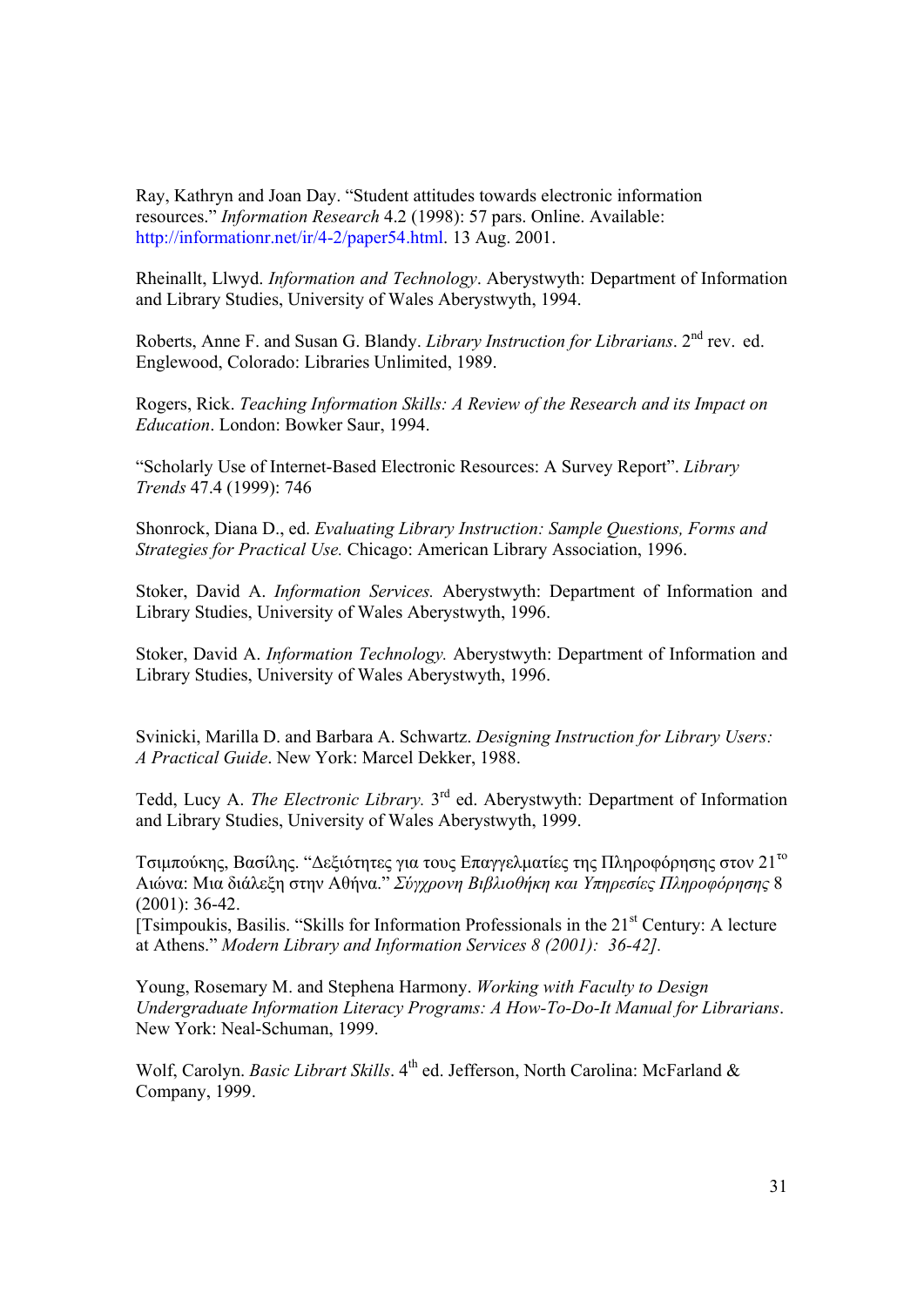Ray, Kathryn and Joan Day. "Student attitudes towards electronic information resources." *Information Research* 4.2 (1998): 57 pars. Online. Available: http://informationr.net/ir/4-2/paper54.html. 13 Aug. 2001.

Rheinallt, Llwyd. *Information and Technology*. Aberystwyth: Department of Information and Library Studies, University of Wales Aberystwyth, 1994.

Roberts, Anne F. and Susan G. Blandy. *Library Instruction for Librarians*. 2nd rev. ed. Englewood, Colorado: Libraries Unlimited, 1989.

Rogers, Rick. *Teaching Information Skills: A Review of the Research and its Impact on Education*. London: Bowker Saur, 1994.

"Scholarly Use of Internet-Based Electronic Resources: A Survey Report". *Library Trends* 47.4 (1999): 746

Shonrock, Diana D., ed. *Evaluating Library Instruction: Sample Questions, Forms and Strategies for Practical Use.* Chicago: American Library Association, 1996.

Stoker, David A. *Information Services.* Aberystwyth: Department of Information and Library Studies, University of Wales Aberystwyth, 1996.

Stoker, David A. *Information Technology.* Aberystwyth: Department of Information and Library Studies, University of Wales Aberystwyth, 1996.

Svinicki, Marilla D. and Barbara A. Schwartz. *Designing Instruction for Library Users: A Practical Guide*. New York: Marcel Dekker, 1988.

Tedd, Lucy A. *The Electronic Library.* 3rd ed. Aberystwyth: Department of Information and Library Studies, University of Wales Aberystwyth, 1999.

Τσιμπούκης, Βασίλης. "Δεξιότητες για τους Επαγγελματίες της Πληροφόρησης στον 21το Αιώνα: Μια διάλεξη στην Αθήνα." *Σύγχρονη Βιβλιοθήκη και Υπηρεσίες Πληροφόρησης* 8 (2001): 36-42.
[Tsimpoukis, Basilis. "Skills for Information Professionals in the 21st Century: A lecture at Athens." *Modern Library and Information Services 8 (2001): 36-42].*

Young, Rosemary M. and Stephena Harmony. *Working with Faculty to Design Undergraduate Information Literacy Programs: A How-To-Do-It Manual for Librarians*. New York: Neal-Schuman, 1999.

Wolf, Carolyn. *Basic Librart Skills*. 4th ed. Jefferson, North Carolina: McFarland & Company, 1999.